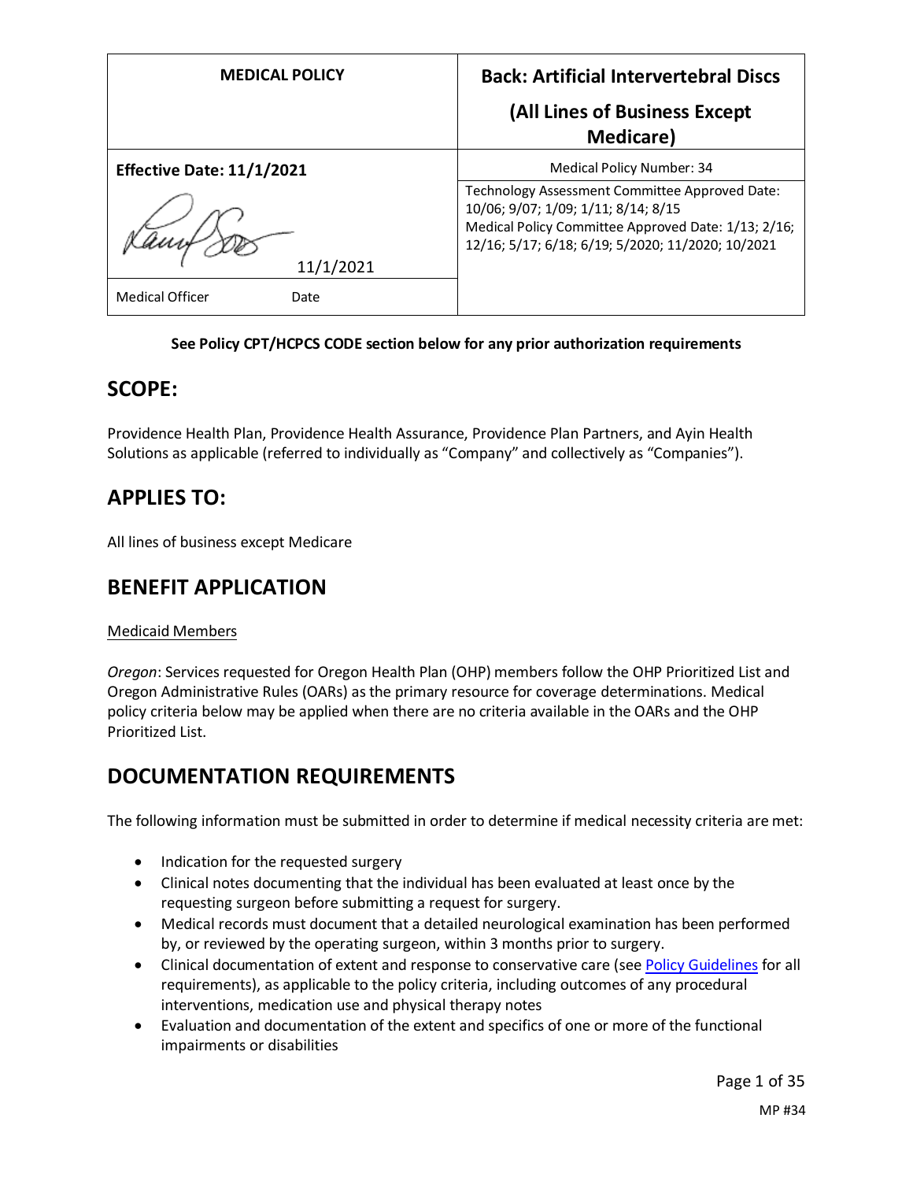| MEDICAL POLICY | Back: Artificial Intervertebral Discs (All Lines of Business Except Medicare) |
| --- | --- |
| **Effective Date: 11/1/2021** | Medical Policy Number: 34 |
| 11/1/2021<br>Medical Officer Date | Technology Assessment Committee Approved Date: 10/06; 9/07; 1/09; 1/11; 8/14; 8/15<br>Medical Policy Committee Approved Date: 1/13; 2/16; 12/16; 5/17; 6/18; 6/19; 5/2020; 11/2020; 10/2021 |

**See Policy CPT/HCPCS CODE section below for any prior authorization requirements**

## SCOPE:

Providence Health Plan, Providence Health Assurance, Providence Plan Partners, and Ayin Health Solutions as applicable (referred to individually as "Company" and collectively as "Companies").

## APPLIES TO:

All lines of business except Medicare

## BENEFIT APPLICATION

Medicaid Members

*Oregon*: Services requested for Oregon Health Plan (OHP) members follow the OHP Prioritized List and Oregon Administrative Rules (OARs) as the primary resource for coverage determinations. Medical policy criteria below may be applied when there are no criteria available in the OARs and the OHP Prioritized List.

## DOCUMENTATION REQUIREMENTS

The following information must be submitted in order to determine if medical necessity criteria are met:

- Indication for the requested surgery
- Clinical notes documenting that the individual has been evaluated at least once by the requesting surgeon before submitting a request for surgery.
- Medical records must document that a detailed neurological examination has been performed by, or reviewed by the operating surgeon, within 3 months prior to surgery.
- Clinical documentation of extent and response to conservative care (see Policy Guidelines for all requirements), as applicable to the policy criteria, including outcomes of any procedural interventions, medication use and physical therapy notes
- Evaluation and documentation of the extent and specifics of one or more of the functional impairments or disabilities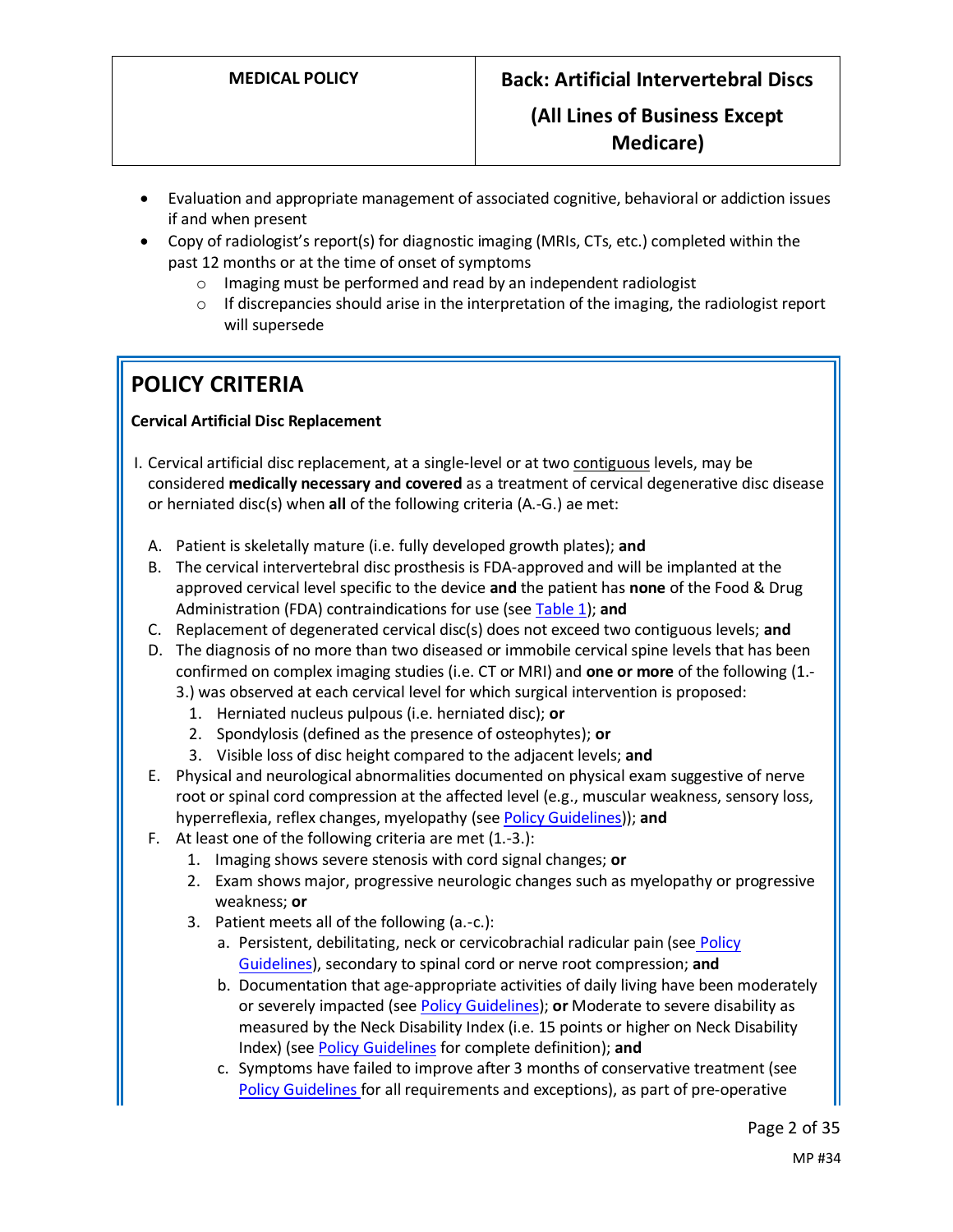- Evaluation and appropriate management of associated cognitive, behavioral or addiction issues if and when present
- Copy of radiologist's report(s) for diagnostic imaging (MRIs, CTs, etc.) completed within the past 12 months or at the time of onset of symptoms
  - Imaging must be performed and read by an independent radiologist
  - If discrepancies should arise in the interpretation of the imaging, the radiologist report will supersede

## POLICY CRITERIA

**Cervical Artificial Disc Replacement**

I. Cervical artificial disc replacement, at a single-level or at two contiguous levels, may be considered **medically necessary and covered** as a treatment of cervical degenerative disc disease or herniated disc(s) when **all** of the following criteria (A.-G.) ae met:

   A. Patient is skeletally mature (i.e. fully developed growth plates); **and**
   B. The cervical intervertebral disc prosthesis is FDA-approved and will be implanted at the approved cervical level specific to the device **and** the patient has **none** of the Food & Drug Administration (FDA) contraindications for use (see Table 1); **and**
   C. Replacement of degenerated cervical disc(s) does not exceed two contiguous levels; **and**
   D. The diagnosis of no more than two diseased or immobile cervical spine levels that has been confirmed on complex imaging studies (i.e. CT or MRI) and **one or more** of the following (1.-3.) was observed at each cervical level for which surgical intervention is proposed:
      1. Herniated nucleus pulpous (i.e. herniated disc); **or**
      2. Spondylosis (defined as the presence of osteophytes); **or**
      3. Visible loss of disc height compared to the adjacent levels; **and**
   E. Physical and neurological abnormalities documented on physical exam suggestive of nerve root or spinal cord compression at the affected level (e.g., muscular weakness, sensory loss, hyperreflexia, reflex changes, myelopathy (see Policy Guidelines)); **and**
   F. At least one of the following criteria are met (1.-3.):
      1. Imaging shows severe stenosis with cord signal changes; **or**
      2. Exam shows major, progressive neurologic changes such as myelopathy or progressive weakness; **or**
      3. Patient meets all of the following (a.-c.):
         a. Persistent, debilitating, neck or cervicobrachial radicular pain (see Policy Guidelines), secondary to spinal cord or nerve root compression; **and**
         b. Documentation that age-appropriate activities of daily living have been moderately or severely impacted (see Policy Guidelines); **or** Moderate to severe disability as measured by the Neck Disability Index (i.e. 15 points or higher on Neck Disability Index) (see Policy Guidelines for complete definition); **and**
         c. Symptoms have failed to improve after 3 months of conservative treatment (see Policy Guidelines for all requirements and exceptions), as part of pre-operative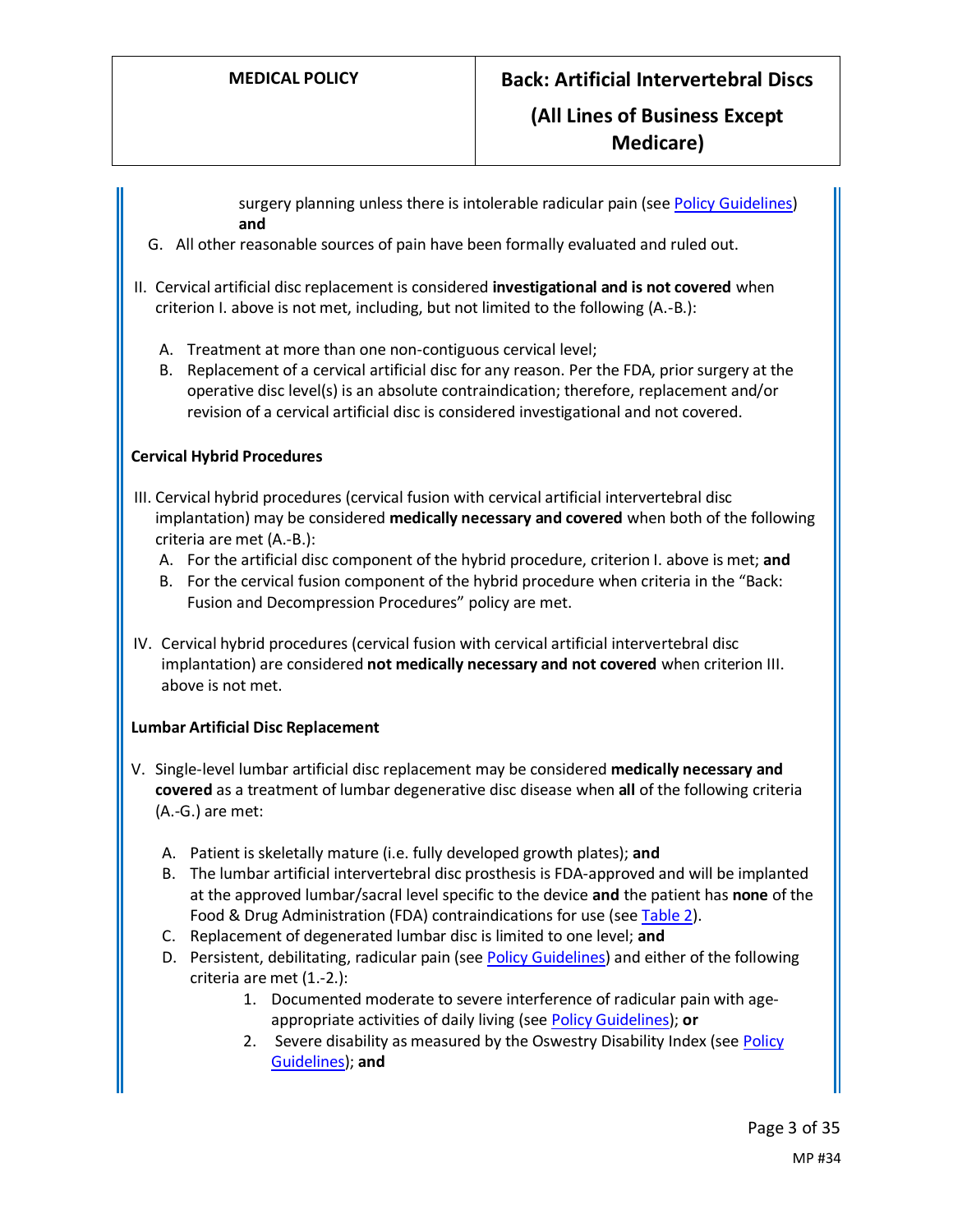surgery planning unless there is intolerable radicular pain (see Policy Guidelines) **and**

G. All other reasonable sources of pain have been formally evaluated and ruled out.

II. Cervical artificial disc replacement is considered **investigational and is not covered** when criterion I. above is not met, including, but not limited to the following (A.-B.):

   A. Treatment at more than one non-contiguous cervical level;
   B. Replacement of a cervical artificial disc for any reason. Per the FDA, prior surgery at the operative disc level(s) is an absolute contraindication; therefore, replacement and/or revision of a cervical artificial disc is considered investigational and not covered.

**Cervical Hybrid Procedures**

III. Cervical hybrid procedures (cervical fusion with cervical artificial intervertebral disc implantation) may be considered **medically necessary and covered** when both of the following criteria are met (A.-B.):

   A. For the artificial disc component of the hybrid procedure, criterion I. above is met; **and**
   B. For the cervical fusion component of the hybrid procedure when criteria in the "Back: Fusion and Decompression Procedures" policy are met.

IV. Cervical hybrid procedures (cervical fusion with cervical artificial intervertebral disc implantation) are considered **not medically necessary and not covered** when criterion III. above is not met.

**Lumbar Artificial Disc Replacement**

V. Single-level lumbar artificial disc replacement may be considered **medically necessary and covered** as a treatment of lumbar degenerative disc disease when **all** of the following criteria (A.-G.) are met:

   A. Patient is skeletally mature (i.e. fully developed growth plates); **and**
   B. The lumbar artificial intervertebral disc prosthesis is FDA-approved and will be implanted at the approved lumbar/sacral level specific to the device **and** the patient has **none** of the Food & Drug Administration (FDA) contraindications for use (see Table 2).
   C. Replacement of degenerated lumbar disc is limited to one level; **and**
   D. Persistent, debilitating, radicular pain (see Policy Guidelines) and either of the following criteria are met (1.-2.):
      1. Documented moderate to severe interference of radicular pain with age-appropriate activities of daily living (see Policy Guidelines); **or**
      2. Severe disability as measured by the Oswestry Disability Index (see Policy Guidelines); **and**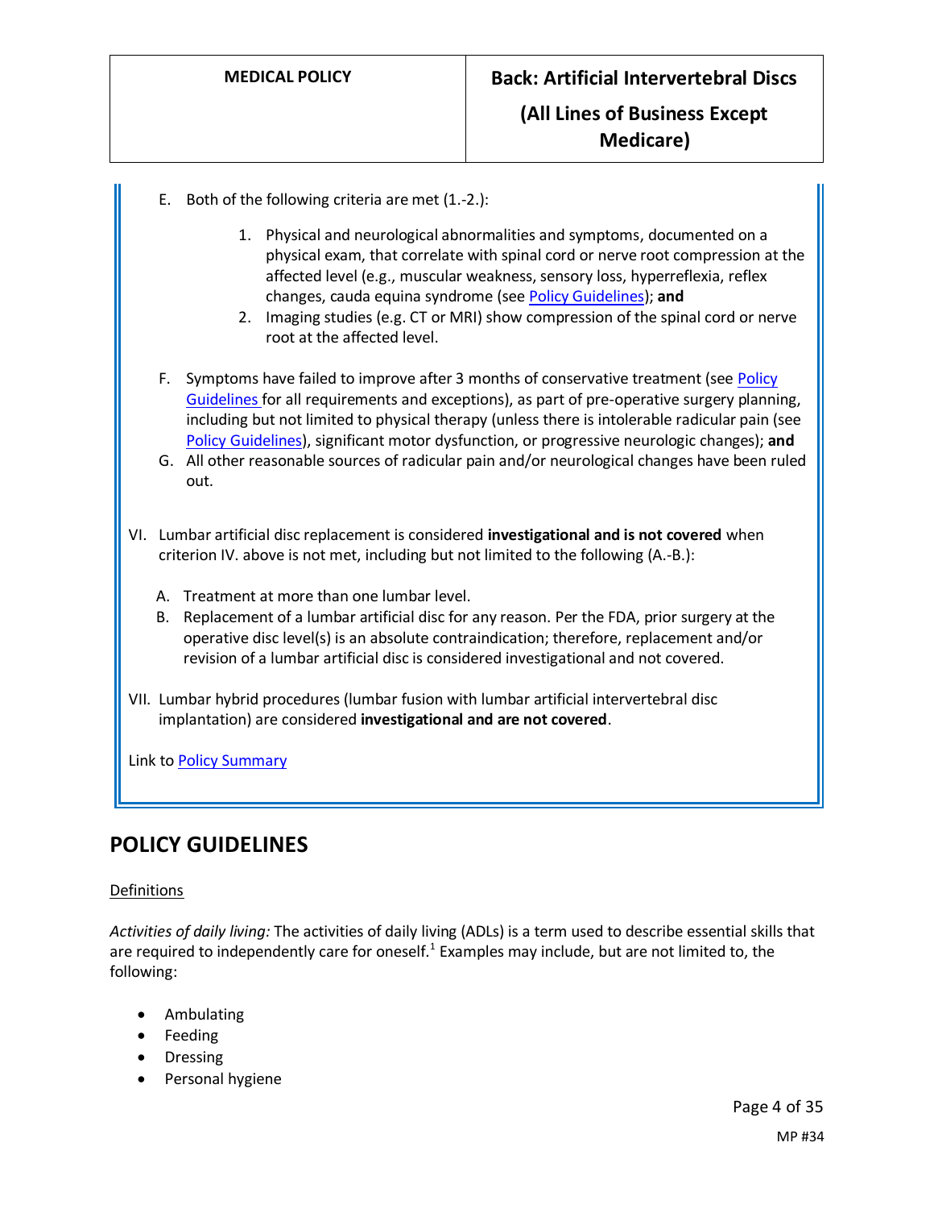E. Both of the following criteria are met (1.-2.):

   1. Physical and neurological abnormalities and symptoms, documented on a physical exam, that correlate with spinal cord or nerve root compression at the affected level (e.g., muscular weakness, sensory loss, hyperreflexia, reflex changes, cauda equina syndrome (see Policy Guidelines); **and**
   2. Imaging studies (e.g. CT or MRI) show compression of the spinal cord or nerve root at the affected level.

F. Symptoms have failed to improve after 3 months of conservative treatment (see Policy Guidelines for all requirements and exceptions), as part of pre-operative surgery planning, including but not limited to physical therapy (unless there is intolerable radicular pain (see Policy Guidelines), significant motor dysfunction, or progressive neurologic changes); **and**

G. All other reasonable sources of radicular pain and/or neurological changes have been ruled out.

VI. Lumbar artificial disc replacement is considered **investigational and is not covered** when criterion IV. above is not met, including but not limited to the following (A.-B.):

   A. Treatment at more than one lumbar level.
   B. Replacement of a lumbar artificial disc for any reason. Per the FDA, prior surgery at the operative disc level(s) is an absolute contraindication; therefore, replacement and/or revision of a lumbar artificial disc is considered investigational and not covered.

VII. Lumbar hybrid procedures (lumbar fusion with lumbar artificial intervertebral disc implantation) are considered **investigational and are not covered**.

Link to Policy Summary

## POLICY GUIDELINES

Definitions

*Activities of daily living:* The activities of daily living (ADLs) is a term used to describe essential skills that are required to independently care for oneself.[1] Examples may include, but are not limited to, the following:

- Ambulating
- Feeding
- Dressing
- Personal hygiene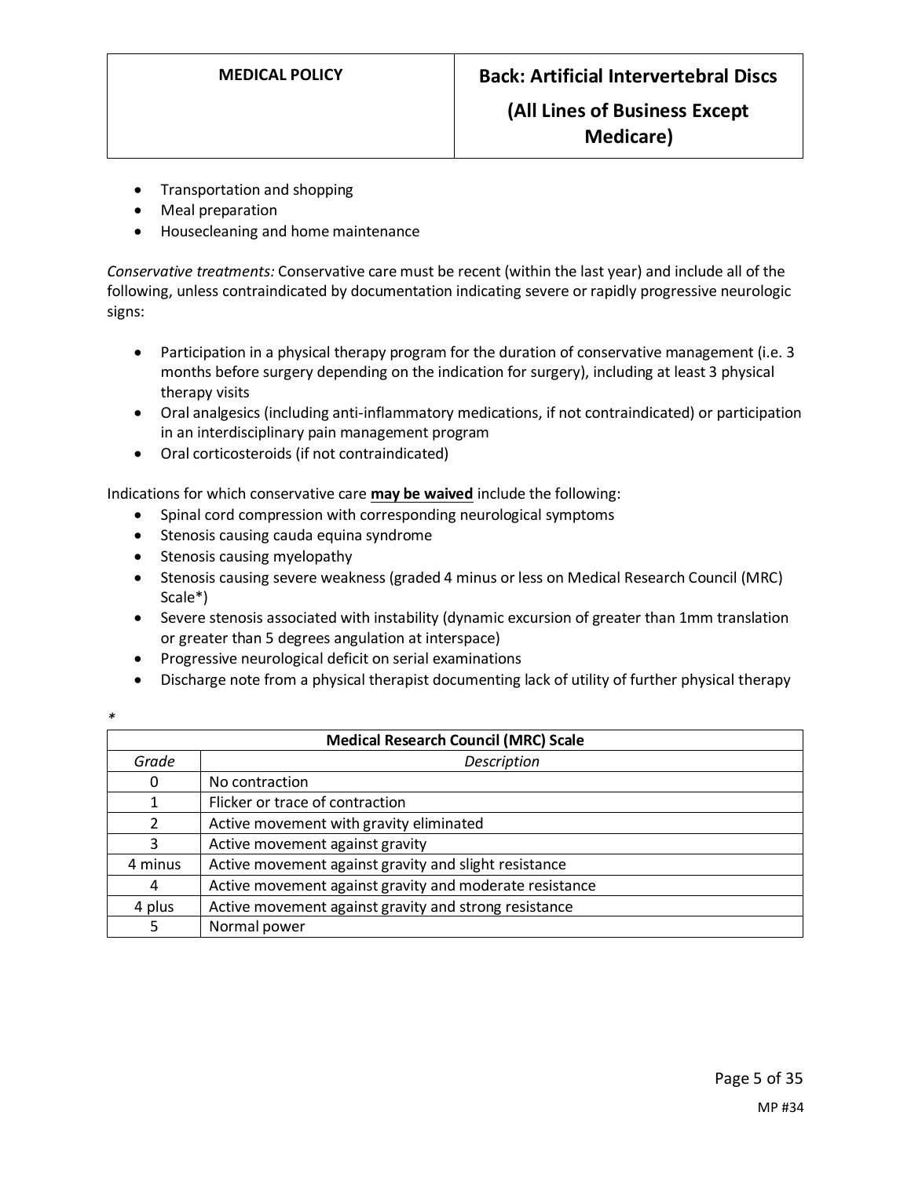- Transportation and shopping
- Meal preparation
- Housecleaning and home maintenance

*Conservative treatments:* Conservative care must be recent (within the last year) and include all of the following, unless contraindicated by documentation indicating severe or rapidly progressive neurologic signs:

- Participation in a physical therapy program for the duration of conservative management (i.e. 3 months before surgery depending on the indication for surgery), including at least 3 physical therapy visits
- Oral analgesics (including anti-inflammatory medications, if not contraindicated) or participation in an interdisciplinary pain management program
- Oral corticosteroids (if not contraindicated)

Indications for which conservative care **may be waived** include the following:

- Spinal cord compression with corresponding neurological symptoms
- Stenosis causing cauda equina syndrome
- Stenosis causing myelopathy
- Stenosis causing severe weakness (graded 4 minus or less on Medical Research Council (MRC) Scale*)
- Severe stenosis associated with instability (dynamic excursion of greater than 1mm translation or greater than 5 degrees angulation at interspace)
- Progressive neurological deficit on serial examinations
- Discharge note from a physical therapist documenting lack of utility of further physical therapy

*

| Medical Research Council (MRC) Scale | |
|---|---|
| *Grade* | *Description* |
| 0 | No contraction |
| 1 | Flicker or trace of contraction |
| 2 | Active movement with gravity eliminated |
| 3 | Active movement against gravity |
| 4 minus | Active movement against gravity and slight resistance |
| 4 | Active movement against gravity and moderate resistance |
| 4 plus | Active movement against gravity and strong resistance |
| 5 | Normal power |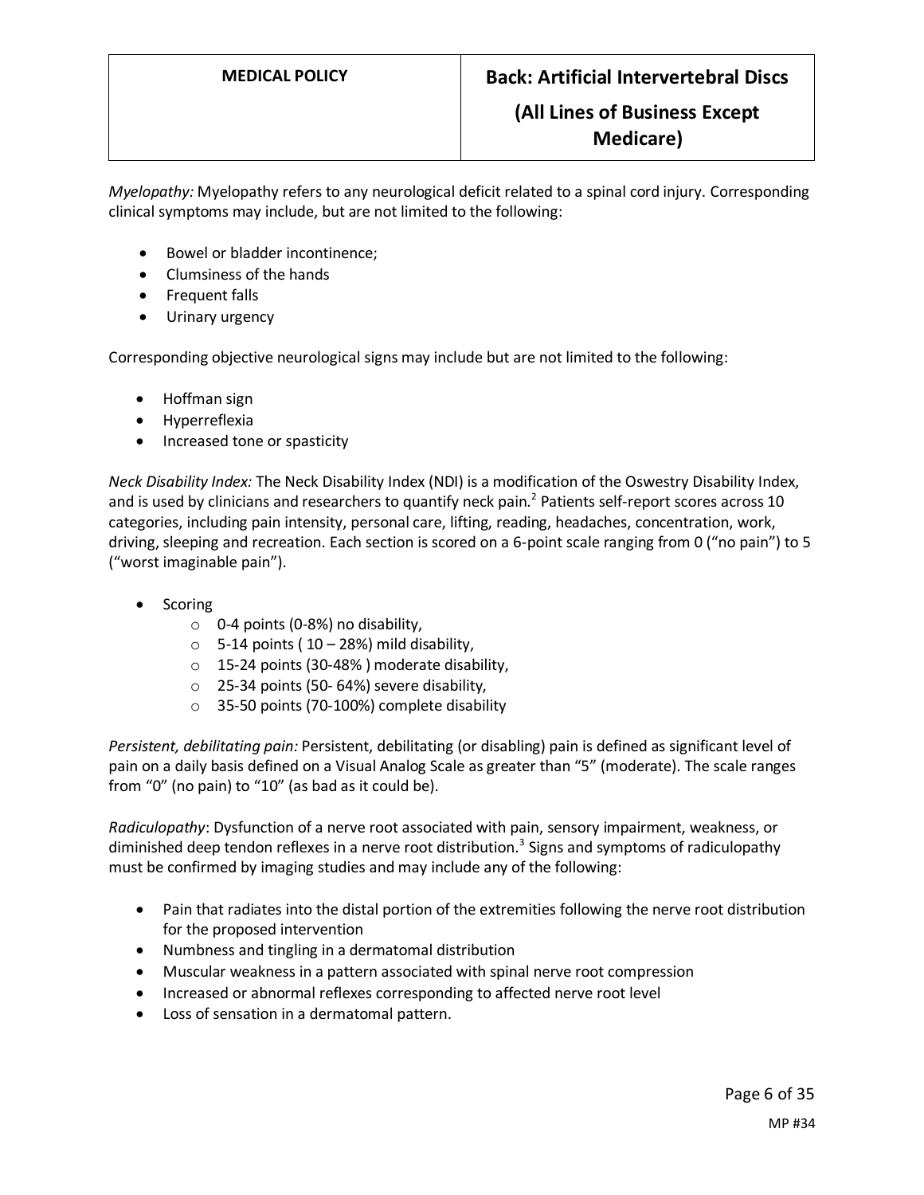*Myelopathy:* Myelopathy refers to any neurological deficit related to a spinal cord injury. Corresponding clinical symptoms may include, but are not limited to the following:

- Bowel or bladder incontinence;
- Clumsiness of the hands
- Frequent falls
- Urinary urgency

Corresponding objective neurological signs may include but are not limited to the following:

- Hoffman sign
- Hyperreflexia
- Increased tone or spasticity

*Neck Disability Index:* The Neck Disability Index (NDI) is a modification of the Oswestry Disability Index, and is used by clinicians and researchers to quantify neck pain.[2] Patients self-report scores across 10 categories, including pain intensity, personal care, lifting, reading, headaches, concentration, work, driving, sleeping and recreation. Each section is scored on a 6-point scale ranging from 0 ("no pain") to 5 ("worst imaginable pain").

- Scoring
  - 0-4 points (0-8%) no disability,
  - 5-14 points ( 10 – 28%) mild disability,
  - 15-24 points (30-48% ) moderate disability,
  - 25-34 points (50- 64%) severe disability,
  - 35-50 points (70-100%) complete disability

*Persistent, debilitating pain:* Persistent, debilitating (or disabling) pain is defined as significant level of pain on a daily basis defined on a Visual Analog Scale as greater than "5" (moderate). The scale ranges from "0" (no pain) to "10" (as bad as it could be).

*Radiculopathy*: Dysfunction of a nerve root associated with pain, sensory impairment, weakness, or diminished deep tendon reflexes in a nerve root distribution.[3] Signs and symptoms of radiculopathy must be confirmed by imaging studies and may include any of the following:

- Pain that radiates into the distal portion of the extremities following the nerve root distribution for the proposed intervention
- Numbness and tingling in a dermatomal distribution
- Muscular weakness in a pattern associated with spinal nerve root compression
- Increased or abnormal reflexes corresponding to affected nerve root level
- Loss of sensation in a dermatomal pattern.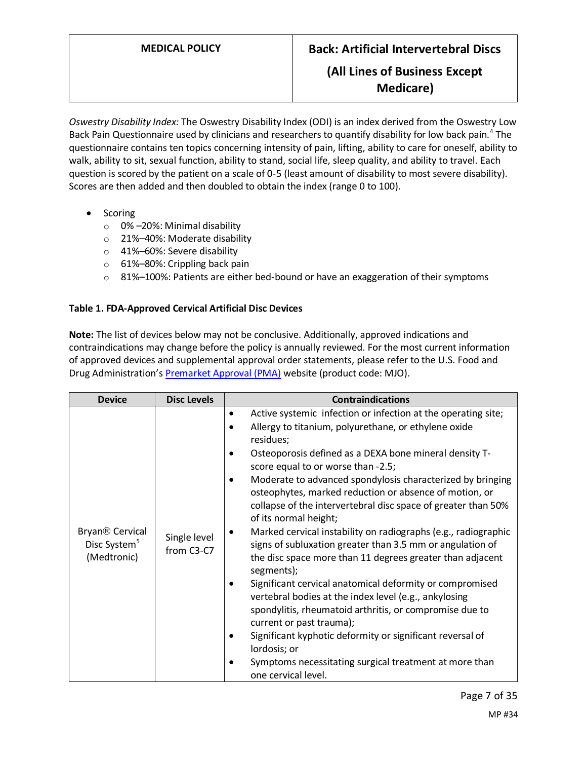*Oswestry Disability Index:* The Oswestry Disability Index (ODI) is an index derived from the Oswestry Low Back Pain Questionnaire used by clinicians and researchers to quantify disability for low back pain.[4] The questionnaire contains ten topics concerning intensity of pain, lifting, ability to care for oneself, ability to walk, ability to sit, sexual function, ability to stand, social life, sleep quality, and ability to travel. Each question is scored by the patient on a scale of 0-5 (least amount of disability to most severe disability). Scores are then added and then doubled to obtain the index (range 0 to 100).

- Scoring
  - 0% –20%: Minimal disability
  - 21%–40%: Moderate disability
  - 41%–60%: Severe disability
  - 61%–80%: Crippling back pain
  - 81%–100%: Patients are either bed-bound or have an exaggeration of their symptoms

**Table 1. FDA-Approved Cervical Artificial Disc Devices**

**Note:** The list of devices below may not be conclusive. Additionally, approved indications and contraindications may change before the policy is annually reviewed. For the most current information of approved devices and supplemental approval order statements, please refer to the U.S. Food and Drug Administration's [Premarket Approval (PMA)](#) website (product code: MJO).

| Device | Disc Levels | Contraindications |
|---|---|---|
| Bryan® Cervical Disc System[5] (Medtronic) | Single level from C3-C7 | • Active systemic infection or infection at the operating site;<br>• Allergy to titanium, polyurethane, or ethylene oxide residues;<br>• Osteoporosis defined as a DEXA bone mineral density T-score equal to or worse than -2.5;<br>• Moderate to advanced spondylosis characterized by bringing osteophytes, marked reduction or absence of motion, or collapse of the intervertebral disc space of greater than 50% of its normal height;<br>• Marked cervical instability on radiographs (e.g., radiographic signs of subluxation greater than 3.5 mm or angulation of the disc space more than 11 degrees greater than adjacent segments);<br>• Significant cervical anatomical deformity or compromised vertebral bodies at the index level (e.g., ankylosing spondylitis, rheumatoid arthritis, or compromise due to current or past trauma);<br>• Significant kyphotic deformity or significant reversal of lordosis; or<br>• Symptoms necessitating surgical treatment at more than one cervical level. |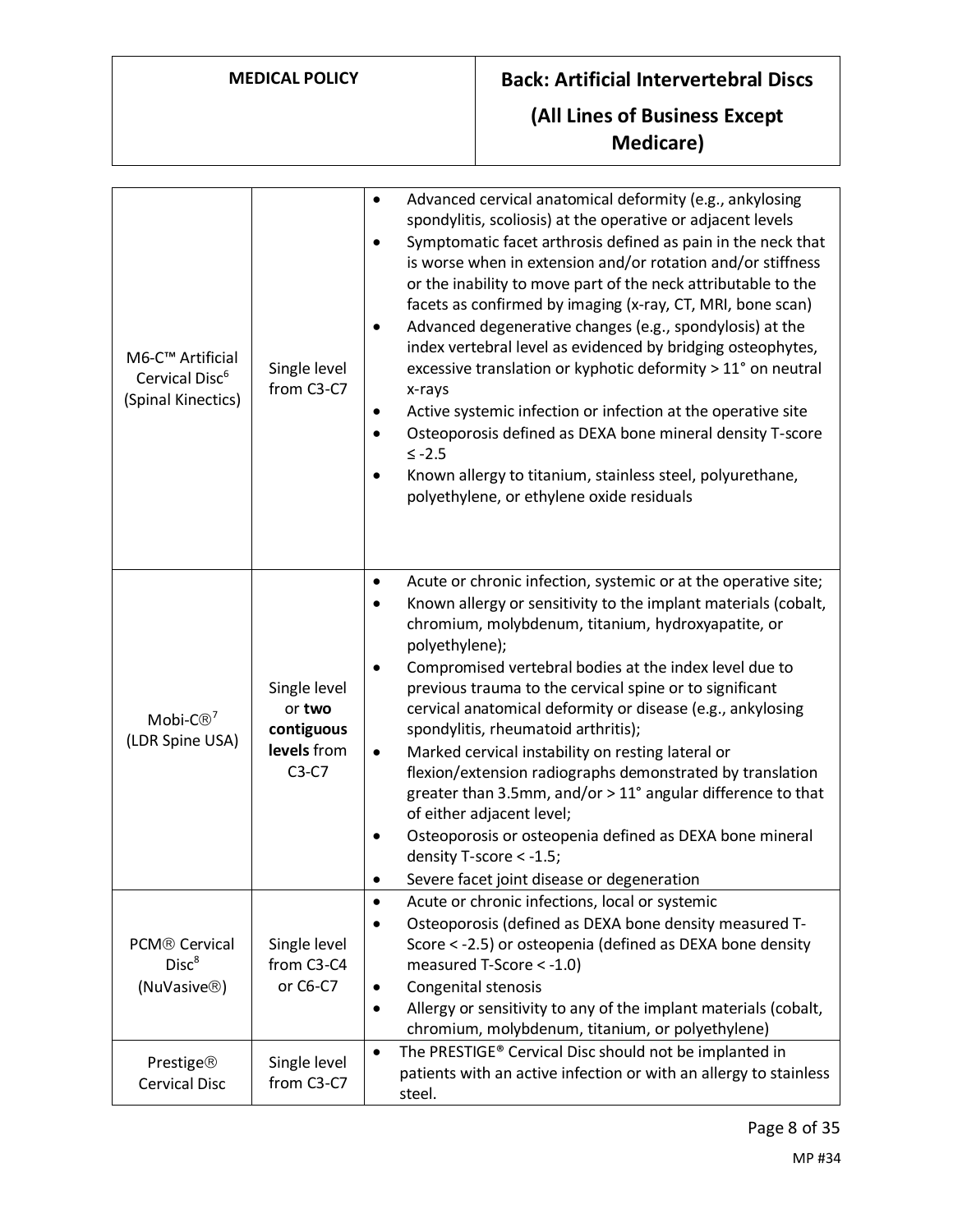| | | |
|---|---|---|
| M6-C™ Artificial Cervical Disc[6] (Spinal Kinectics) | Single level from C3-C7 | • Advanced cervical anatomical deformity (e.g., ankylosing spondylitis, scoliosis) at the operative or adjacent levels<br>• Symptomatic facet arthrosis defined as pain in the neck that is worse when in extension and/or rotation and/or stiffness or the inability to move part of the neck attributable to the facets as confirmed by imaging (x-ray, CT, MRI, bone scan)<br>• Advanced degenerative changes (e.g., spondylosis) at the index vertebral level as evidenced by bridging osteophytes, excessive translation or kyphotic deformity > 11° on neutral x-rays<br>• Active systemic infection or infection at the operative site<br>• Osteoporosis defined as DEXA bone mineral density T-score ≤ -2.5<br>• Known allergy to titanium, stainless steel, polyurethane, polyethylene, or ethylene oxide residuals |
| Mobi-C®[7] (LDR Spine USA) | Single level or **two contiguous levels** from C3-C7 | • Acute or chronic infection, systemic or at the operative site;<br>• Known allergy or sensitivity to the implant materials (cobalt, chromium, molybdenum, titanium, hydroxyapatite, or polyethylene);<br>• Compromised vertebral bodies at the index level due to previous trauma to the cervical spine or to significant cervical anatomical deformity or disease (e.g., ankylosing spondylitis, rheumatoid arthritis);<br>• Marked cervical instability on resting lateral or flexion/extension radiographs demonstrated by translation greater than 3.5mm, and/or > 11° angular difference to that of either adjacent level;<br>• Osteoporosis or osteopenia defined as DEXA bone mineral density T-score < -1.5;<br>• Severe facet joint disease or degeneration |
| PCM® Cervical Disc[8] (NuVasive®) | Single level from C3-C4 or C6-C7 | • Acute or chronic infections, local or systemic<br>• Osteoporosis (defined as DEXA bone density measured T-Score < -2.5) or osteopenia (defined as DEXA bone density measured T-Score < -1.0)<br>• Congenital stenosis<br>• Allergy or sensitivity to any of the implant materials (cobalt, chromium, molybdenum, titanium, or polyethylene) |
| Prestige® Cervical Disc | Single level from C3-C7 | • The PRESTIGE® Cervical Disc should not be implanted in patients with an active infection or with an allergy to stainless steel. |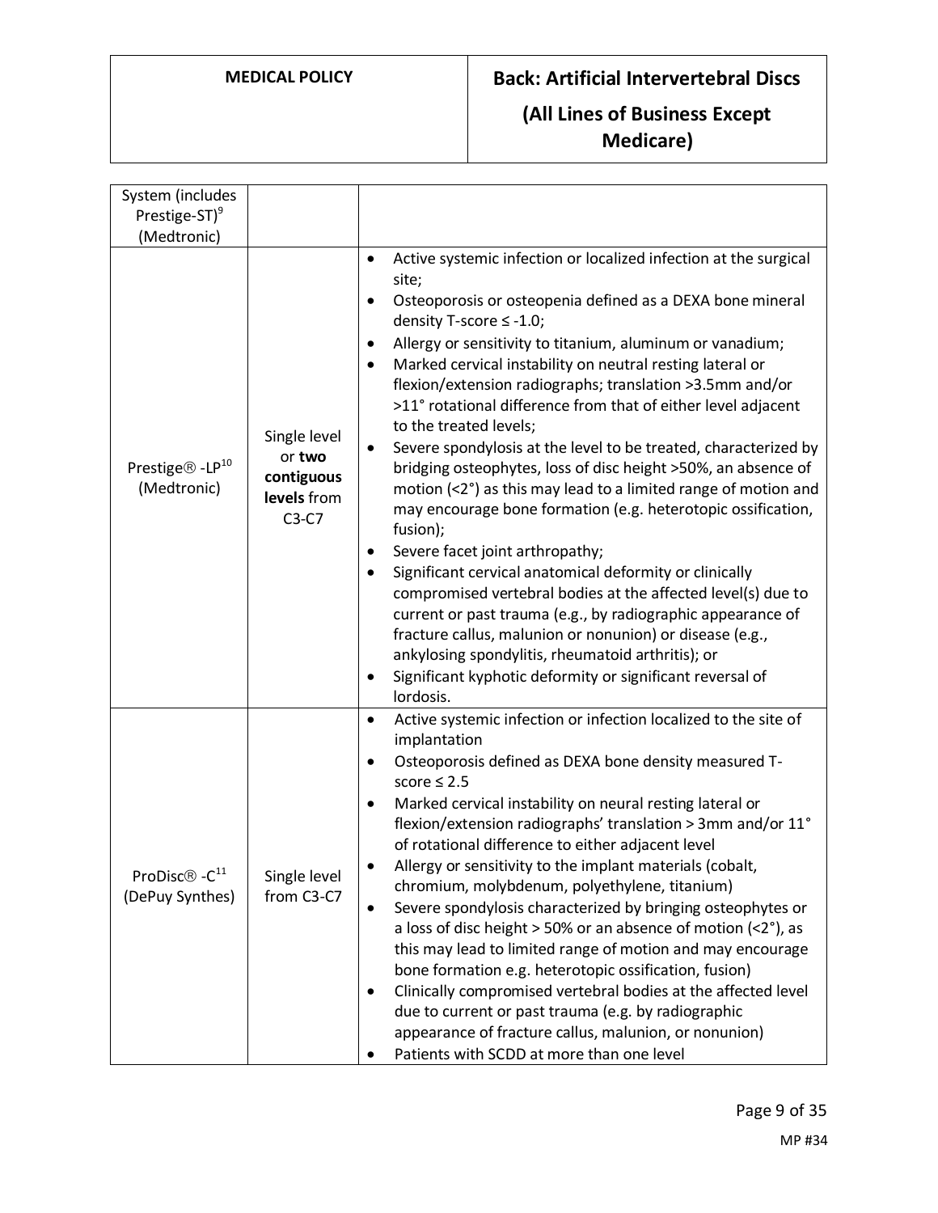| | | |
|---|---|---|
| System (includes Prestige-ST)[9] (Medtronic) | | |
| Prestige® -LP[10] (Medtronic) | Single level or **two contiguous levels** from C3-C7 | • Active systemic infection or localized infection at the surgical site;<br>• Osteoporosis or osteopenia defined as a DEXA bone mineral density T-score ≤ -1.0;<br>• Allergy or sensitivity to titanium, aluminum or vanadium;<br>• Marked cervical instability on neutral resting lateral or flexion/extension radiographs; translation >3.5mm and/or >11° rotational difference from that of either level adjacent to the treated levels;<br>• Severe spondylosis at the level to be treated, characterized by bridging osteophytes, loss of disc height >50%, an absence of motion (<2°) as this may lead to a limited range of motion and may encourage bone formation (e.g. heterotopic ossification, fusion);<br>• Severe facet joint arthropathy;<br>• Significant cervical anatomical deformity or clinically compromised vertebral bodies at the affected level(s) due to current or past trauma (e.g., by radiographic appearance of fracture callus, malunion or nonunion) or disease (e.g., ankylosing spondylitis, rheumatoid arthritis); or<br>• Significant kyphotic deformity or significant reversal of lordosis. |
| ProDisc® -C[11] (DePuy Synthes) | Single level from C3-C7 | • Active systemic infection or infection localized to the site of implantation<br>• Osteoporosis defined as DEXA bone density measured T-score ≤ 2.5<br>• Marked cervical instability on neural resting lateral or flexion/extension radiographs' translation > 3mm and/or 11° of rotational difference to either adjacent level<br>• Allergy or sensitivity to the implant materials (cobalt, chromium, molybdenum, polyethylene, titanium)<br>• Severe spondylosis characterized by bringing osteophytes or a loss of disc height > 50% or an absence of motion (<2°), as this may lead to limited range of motion and may encourage bone formation e.g. heterotopic ossification, fusion)<br>• Clinically compromised vertebral bodies at the affected level due to current or past trauma (e.g. by radiographic appearance of fracture callus, malunion, or nonunion)<br>• Patients with SCDD at more than one level |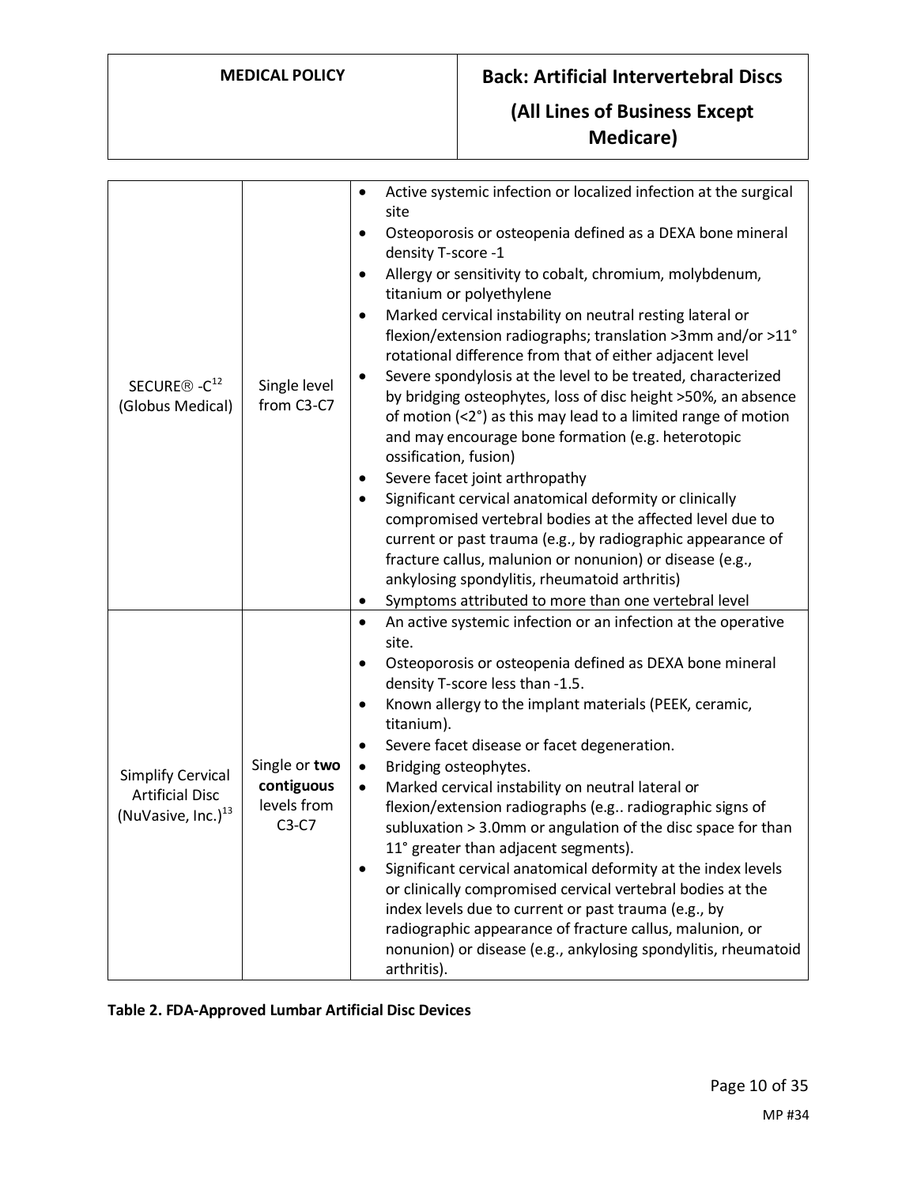| | | |
|---|---|---|
| SECURE® -C[12] (Globus Medical) | Single level from C3-C7 | • Active systemic infection or localized infection at the surgical site<br>• Osteoporosis or osteopenia defined as a DEXA bone mineral density T-score -1<br>• Allergy or sensitivity to cobalt, chromium, molybdenum, titanium or polyethylene<br>• Marked cervical instability on neutral resting lateral or flexion/extension radiographs; translation >3mm and/or >11° rotational difference from that of either adjacent level<br>• Severe spondylosis at the level to be treated, characterized by bridging osteophytes, loss of disc height >50%, an absence of motion (<2°) as this may lead to a limited range of motion and may encourage bone formation (e.g. heterotopic ossification, fusion)<br>• Severe facet joint arthropathy<br>• Significant cervical anatomical deformity or clinically compromised vertebral bodies at the affected level due to current or past trauma (e.g., by radiographic appearance of fracture callus, malunion or nonunion) or disease (e.g., ankylosing spondylitis, rheumatoid arthritis)<br>• Symptoms attributed to more than one vertebral level |
| Simplify Cervical Artificial Disc (NuVasive, Inc.)[13] | Single or **two contiguous** levels from C3-C7 | • An active systemic infection or an infection at the operative site.<br>• Osteoporosis or osteopenia defined as DEXA bone mineral density T-score less than -1.5.<br>• Known allergy to the implant materials (PEEK, ceramic, titanium).<br>• Severe facet disease or facet degeneration.<br>• Bridging osteophytes.<br>• Marked cervical instability on neutral lateral or flexion/extension radiographs (e.g.. radiographic signs of subluxation > 3.0mm or angulation of the disc space for than 11° greater than adjacent segments).<br>• Significant cervical anatomical deformity at the index levels or clinically compromised cervical vertebral bodies at the index levels due to current or past trauma (e.g., by radiographic appearance of fracture callus, malunion, or nonunion) or disease (e.g., ankylosing spondylitis, rheumatoid arthritis). |

**Table 2. FDA-Approved Lumbar Artificial Disc Devices**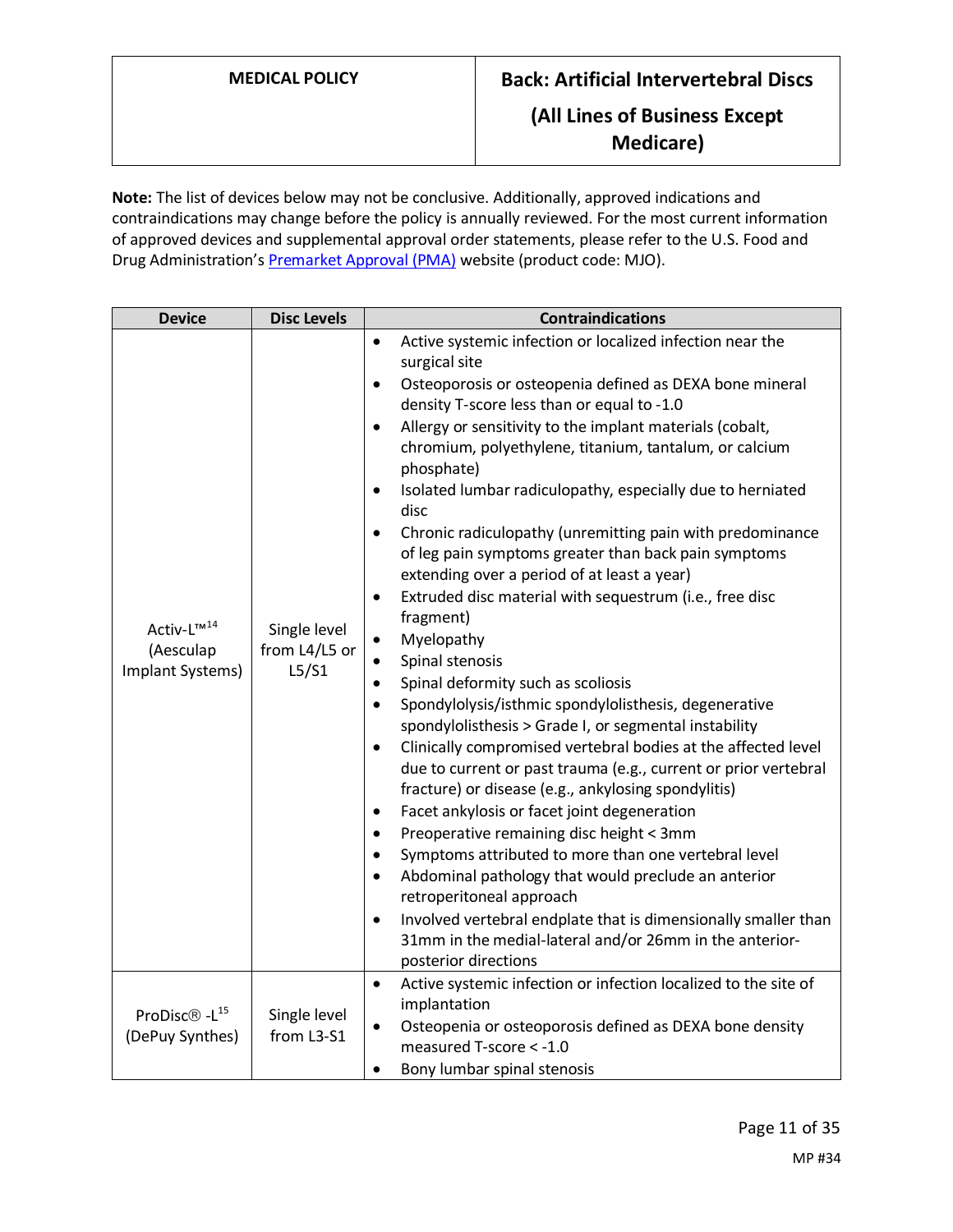**Note:** The list of devices below may not be conclusive. Additionally, approved indications and contraindications may change before the policy is annually reviewed. For the most current information of approved devices and supplemental approval order statements, please refer to the U.S. Food and Drug Administration's [Premarket Approval (PMA)]() website (product code: MJO).

| Device | Disc Levels | Contraindications |
|---|---|---|
| Activ-L™[14] (Aesculap Implant Systems) | Single level from L4/L5 or L5/S1 | • Active systemic infection or localized infection near the surgical site<br>• Osteoporosis or osteopenia defined as DEXA bone mineral density T-score less than or equal to -1.0<br>• Allergy or sensitivity to the implant materials (cobalt, chromium, polyethylene, titanium, tantalum, or calcium phosphate)<br>• Isolated lumbar radiculopathy, especially due to herniated disc<br>• Chronic radiculopathy (unremitting pain with predominance of leg pain symptoms greater than back pain symptoms extending over a period of at least a year)<br>• Extruded disc material with sequestrum (i.e., free disc fragment)<br>• Myelopathy<br>• Spinal stenosis<br>• Spinal deformity such as scoliosis<br>• Spondylolysis/isthmic spondylolisthesis, degenerative spondylolisthesis > Grade I, or segmental instability<br>• Clinically compromised vertebral bodies at the affected level due to current or past trauma (e.g., current or prior vertebral fracture) or disease (e.g., ankylosing spondylitis)<br>• Facet ankylosis or facet joint degeneration<br>• Preoperative remaining disc height < 3mm<br>• Symptoms attributed to more than one vertebral level<br>• Abdominal pathology that would preclude an anterior retroperitoneal approach<br>• Involved vertebral endplate that is dimensionally smaller than 31mm in the medial-lateral and/or 26mm in the anterior-posterior directions |
| ProDisc® -L[15] (DePuy Synthes) | Single level from L3-S1 | • Active systemic infection or infection localized to the site of implantation<br>• Osteopenia or osteoporosis defined as DEXA bone density measured T-score < -1.0<br>• Bony lumbar spinal stenosis |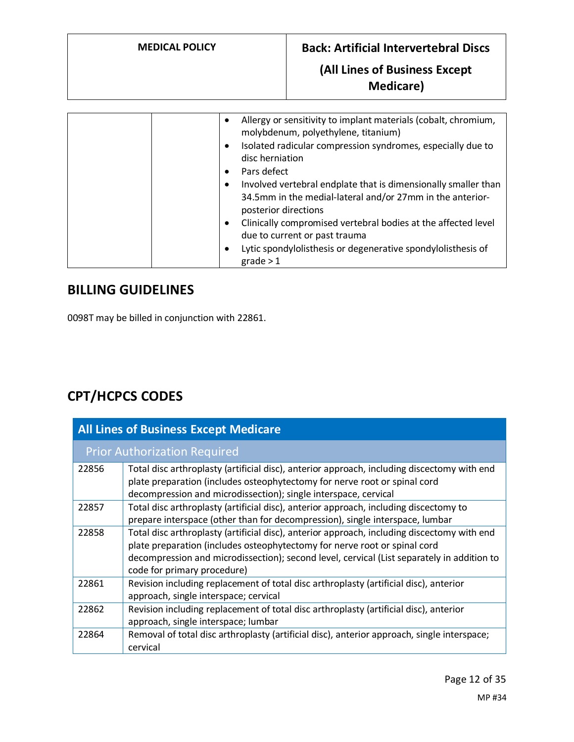| | | • Allergy or sensitivity to implant materials (cobalt, chromium, molybdenum, polyethylene, titanium)<br>• Isolated radicular compression syndromes, especially due to disc herniation<br>• Pars defect<br>• Involved vertebral endplate that is dimensionally smaller than 34.5mm in the medial-lateral and/or 27mm in the anterior-posterior directions<br>• Clinically compromised vertebral bodies at the affected level due to current or past trauma<br>• Lytic spondylolisthesis or degenerative spondylolisthesis of grade > 1 |
|---|---|---|

## BILLING GUIDELINES

0098T may be billed in conjunction with 22861.

## CPT/HCPCS CODES

| All Lines of Business Except Medicare | |
|---|---|
| **Prior Authorization Required** | |
| 22856 | Total disc arthroplasty (artificial disc), anterior approach, including discectomy with end plate preparation (includes osteophytectomy for nerve root or spinal cord decompression and microdissection); single interspace, cervical |
| 22857 | Total disc arthroplasty (artificial disc), anterior approach, including discectomy to prepare interspace (other than for decompression), single interspace, lumbar |
| 22858 | Total disc arthroplasty (artificial disc), anterior approach, including discectomy with end plate preparation (includes osteophytectomy for nerve root or spinal cord decompression and microdissection); second level, cervical (List separately in addition to code for primary procedure) |
| 22861 | Revision including replacement of total disc arthroplasty (artificial disc), anterior approach, single interspace; cervical |
| 22862 | Revision including replacement of total disc arthroplasty (artificial disc), anterior approach, single interspace; lumbar |
| 22864 | Removal of total disc arthroplasty (artificial disc), anterior approach, single interspace; cervical |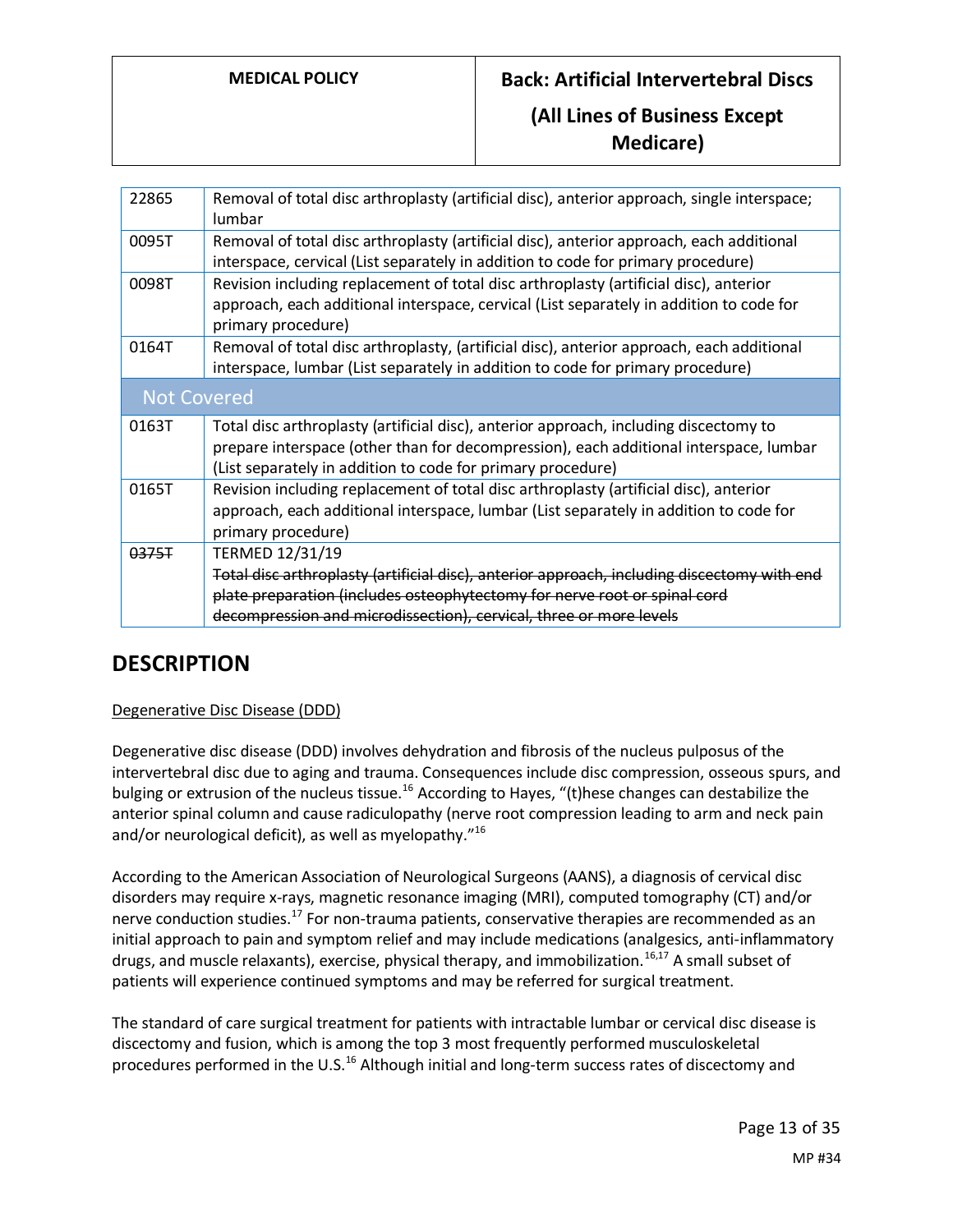| | |
|---|---|
| 22865 | Removal of total disc arthroplasty (artificial disc), anterior approach, single interspace; lumbar |
| 0095T | Removal of total disc arthroplasty (artificial disc), anterior approach, each additional interspace, cervical (List separately in addition to code for primary procedure) |
| 0098T | Revision including replacement of total disc arthroplasty (artificial disc), anterior approach, each additional interspace, cervical (List separately in addition to code for primary procedure) |
| 0164T | Removal of total disc arthroplasty, (artificial disc), anterior approach, each additional interspace, lumbar (List separately in addition to code for primary procedure) |
| **Not Covered** | |
| 0163T | Total disc arthroplasty (artificial disc), anterior approach, including discectomy to prepare interspace (other than for decompression), each additional interspace, lumbar (List separately in addition to code for primary procedure) |
| 0165T | Revision including replacement of total disc arthroplasty (artificial disc), anterior approach, each additional interspace, lumbar (List separately in addition to code for primary procedure) |
| ~~0375T~~ | TERMED 12/31/19 ~~Total disc arthroplasty (artificial disc), anterior approach, including discectomy with end plate preparation (includes osteophytectomy for nerve root or spinal cord decompression and microdissection), cervical, three or more levels~~ |

## DESCRIPTION

Degenerative Disc Disease (DDD)

Degenerative disc disease (DDD) involves dehydration and fibrosis of the nucleus pulposus of the intervertebral disc due to aging and trauma. Consequences include disc compression, osseous spurs, and bulging or extrusion of the nucleus tissue.[16] According to Hayes, "(t)hese changes can destabilize the anterior spinal column and cause radiculopathy (nerve root compression leading to arm and neck pain and/or neurological deficit), as well as myelopathy."[16]

According to the American Association of Neurological Surgeons (AANS), a diagnosis of cervical disc disorders may require x-rays, magnetic resonance imaging (MRI), computed tomography (CT) and/or nerve conduction studies.[17] For non-trauma patients, conservative therapies are recommended as an initial approach to pain and symptom relief and may include medications (analgesics, anti-inflammatory drugs, and muscle relaxants), exercise, physical therapy, and immobilization.[16,17] A small subset of patients will experience continued symptoms and may be referred for surgical treatment.

The standard of care surgical treatment for patients with intractable lumbar or cervical disc disease is discectomy and fusion, which is among the top 3 most frequently performed musculoskeletal procedures performed in the U.S.[16] Although initial and long-term success rates of discectomy and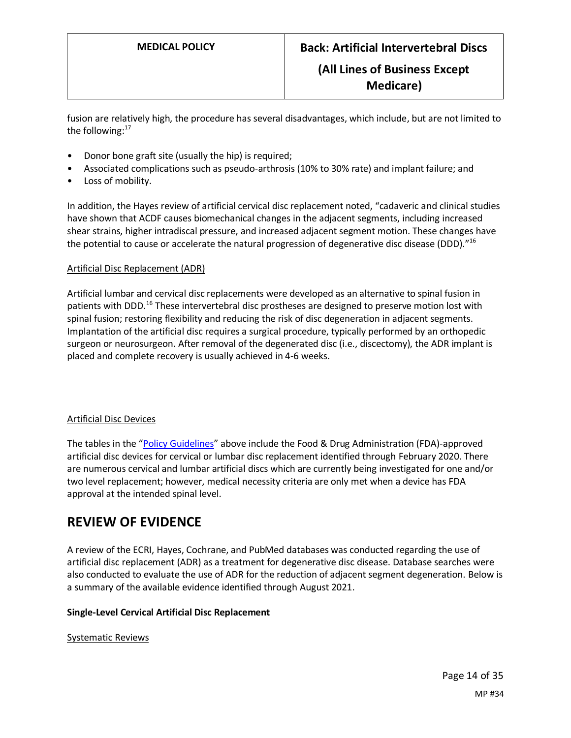fusion are relatively high, the procedure has several disadvantages, which include, but are not limited to the following:[17]

- Donor bone graft site (usually the hip) is required;
- Associated complications such as pseudo-arthrosis (10% to 30% rate) and implant failure; and
- Loss of mobility.

In addition, the Hayes review of artificial cervical disc replacement noted, "cadaveric and clinical studies have shown that ACDF causes biomechanical changes in the adjacent segments, including increased shear strains, higher intradiscal pressure, and increased adjacent segment motion. These changes have the potential to cause or accelerate the natural progression of degenerative disc disease (DDD)."[16]

Artificial Disc Replacement (ADR)

Artificial lumbar and cervical disc replacements were developed as an alternative to spinal fusion in patients with DDD.[16] These intervertebral disc prostheses are designed to preserve motion lost with spinal fusion; restoring flexibility and reducing the risk of disc degeneration in adjacent segments. Implantation of the artificial disc requires a surgical procedure, typically performed by an orthopedic surgeon or neurosurgeon. After removal of the degenerated disc (i.e., discectomy), the ADR implant is placed and complete recovery is usually achieved in 4-6 weeks.

Artificial Disc Devices

The tables in the "Policy Guidelines" above include the Food & Drug Administration (FDA)-approved artificial disc devices for cervical or lumbar disc replacement identified through February 2020. There are numerous cervical and lumbar artificial discs which are currently being investigated for one and/or two level replacement; however, medical necessity criteria are only met when a device has FDA approval at the intended spinal level.

## REVIEW OF EVIDENCE

A review of the ECRI, Hayes, Cochrane, and PubMed databases was conducted regarding the use of artificial disc replacement (ADR) as a treatment for degenerative disc disease. Database searches were also conducted to evaluate the use of ADR for the reduction of adjacent segment degeneration. Below is a summary of the available evidence identified through August 2021.

**Single-Level Cervical Artificial Disc Replacement**

Systematic Reviews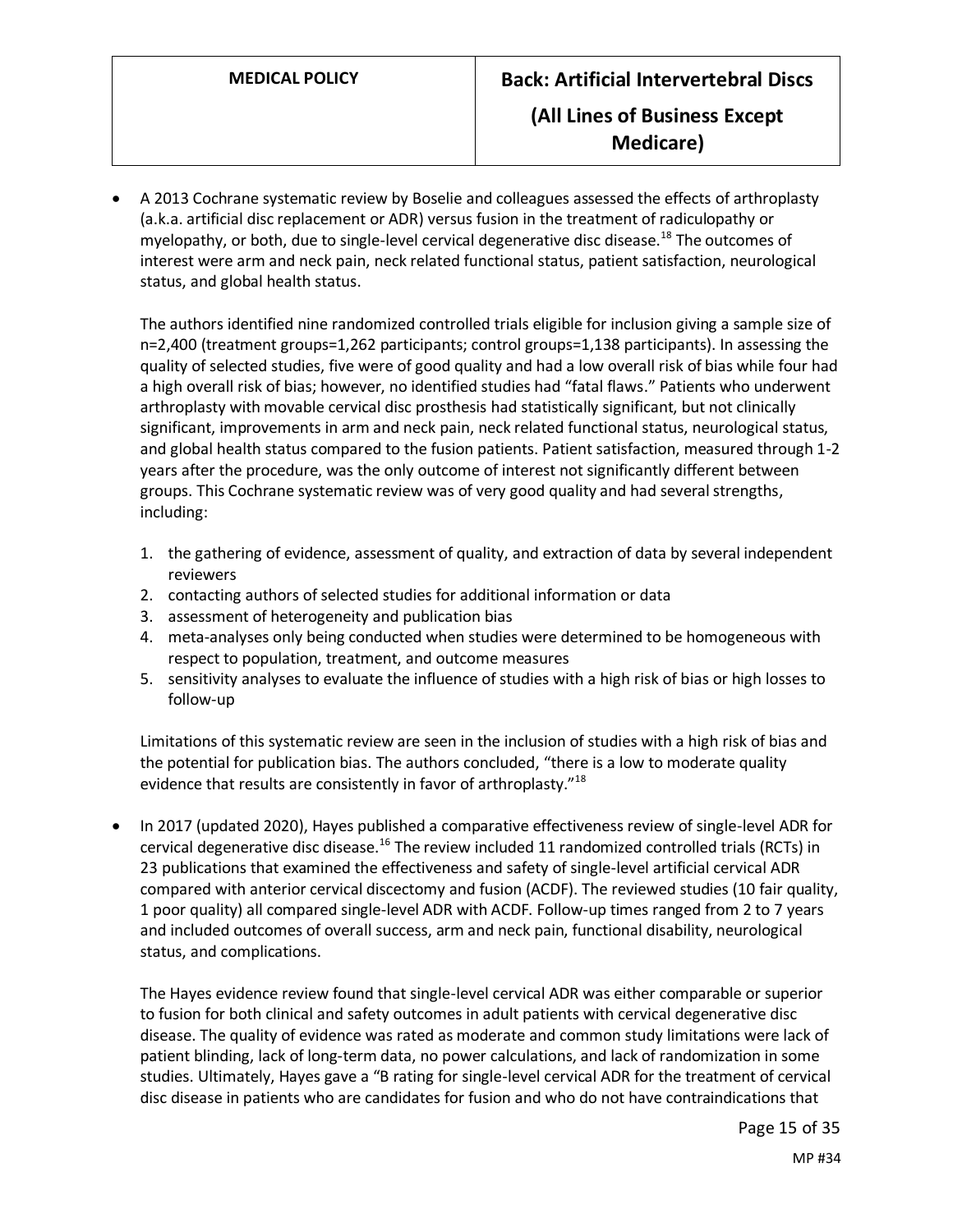- A 2013 Cochrane systematic review by Boselie and colleagues assessed the effects of arthroplasty (a.k.a. artificial disc replacement or ADR) versus fusion in the treatment of radiculopathy or myelopathy, or both, due to single-level cervical degenerative disc disease.[18] The outcomes of interest were arm and neck pain, neck related functional status, patient satisfaction, neurological status, and global health status.

  The authors identified nine randomized controlled trials eligible for inclusion giving a sample size of n=2,400 (treatment groups=1,262 participants; control groups=1,138 participants). In assessing the quality of selected studies, five were of good quality and had a low overall risk of bias while four had a high overall risk of bias; however, no identified studies had "fatal flaws." Patients who underwent arthroplasty with movable cervical disc prosthesis had statistically significant, but not clinically significant, improvements in arm and neck pain, neck related functional status, neurological status, and global health status compared to the fusion patients. Patient satisfaction, measured through 1-2 years after the procedure, was the only outcome of interest not significantly different between groups. This Cochrane systematic review was of very good quality and had several strengths, including:

  1. the gathering of evidence, assessment of quality, and extraction of data by several independent reviewers
  2. contacting authors of selected studies for additional information or data
  3. assessment of heterogeneity and publication bias
  4. meta-analyses only being conducted when studies were determined to be homogeneous with respect to population, treatment, and outcome measures
  5. sensitivity analyses to evaluate the influence of studies with a high risk of bias or high losses to follow-up

  Limitations of this systematic review are seen in the inclusion of studies with a high risk of bias and the potential for publication bias. The authors concluded, "there is a low to moderate quality evidence that results are consistently in favor of arthroplasty."[18]

- In 2017 (updated 2020), Hayes published a comparative effectiveness review of single-level ADR for cervical degenerative disc disease.[16] The review included 11 randomized controlled trials (RCTs) in 23 publications that examined the effectiveness and safety of single-level artificial cervical ADR compared with anterior cervical discectomy and fusion (ACDF). The reviewed studies (10 fair quality, 1 poor quality) all compared single-level ADR with ACDF. Follow-up times ranged from 2 to 7 years and included outcomes of overall success, arm and neck pain, functional disability, neurological status, and complications.

  The Hayes evidence review found that single-level cervical ADR was either comparable or superior to fusion for both clinical and safety outcomes in adult patients with cervical degenerative disc disease. The quality of evidence was rated as moderate and common study limitations were lack of patient blinding, lack of long-term data, no power calculations, and lack of randomization in some studies. Ultimately, Hayes gave a "B rating for single-level cervical ADR for the treatment of cervical disc disease in patients who are candidates for fusion and who do not have contraindications that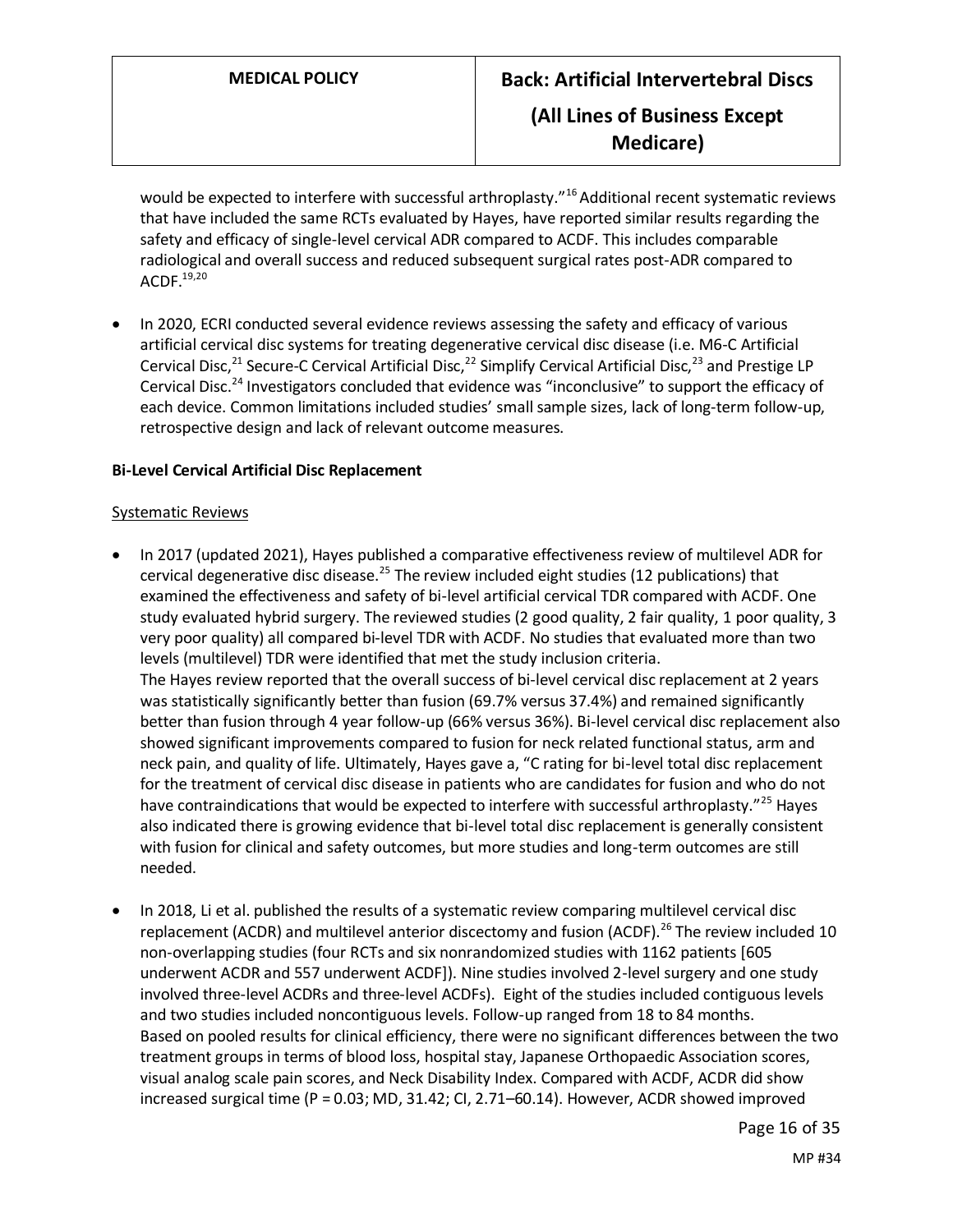would be expected to interfere with successful arthroplasty."[16] Additional recent systematic reviews that have included the same RCTs evaluated by Hayes, have reported similar results regarding the safety and efficacy of single-level cervical ADR compared to ACDF. This includes comparable radiological and overall success and reduced subsequent surgical rates post-ADR compared to ACDF.[19,20]

- In 2020, ECRI conducted several evidence reviews assessing the safety and efficacy of various artificial cervical disc systems for treating degenerative cervical disc disease (i.e. M6-C Artificial Cervical Disc,[21] Secure-C Cervical Artificial Disc,[22] Simplify Cervical Artificial Disc,[23] and Prestige LP Cervical Disc.[24] Investigators concluded that evidence was "inconclusive" to support the efficacy of each device. Common limitations included studies' small sample sizes, lack of long-term follow-up, retrospective design and lack of relevant outcome measures.

**Bi-Level Cervical Artificial Disc Replacement**

Systematic Reviews

- In 2017 (updated 2021), Hayes published a comparative effectiveness review of multilevel ADR for cervical degenerative disc disease.[25] The review included eight studies (12 publications) that examined the effectiveness and safety of bi-level artificial cervical TDR compared with ACDF. One study evaluated hybrid surgery. The reviewed studies (2 good quality, 2 fair quality, 1 poor quality, 3 very poor quality) all compared bi-level TDR with ACDF. No studies that evaluated more than two levels (multilevel) TDR were identified that met the study inclusion criteria.
  The Hayes review reported that the overall success of bi-level cervical disc replacement at 2 years was statistically significantly better than fusion (69.7% versus 37.4%) and remained significantly better than fusion through 4 year follow-up (66% versus 36%). Bi-level cervical disc replacement also showed significant improvements compared to fusion for neck related functional status, arm and neck pain, and quality of life. Ultimately, Hayes gave a, "C rating for bi-level total disc replacement for the treatment of cervical disc disease in patients who are candidates for fusion and who do not have contraindications that would be expected to interfere with successful arthroplasty."[25] Hayes also indicated there is growing evidence that bi-level total disc replacement is generally consistent with fusion for clinical and safety outcomes, but more studies and long-term outcomes are still needed.

- In 2018, Li et al. published the results of a systematic review comparing multilevel cervical disc replacement (ACDR) and multilevel anterior discectomy and fusion (ACDF).[26] The review included 10 non-overlapping studies (four RCTs and six nonrandomized studies with 1162 patients [605 underwent ACDR and 557 underwent ACDF]). Nine studies involved 2-level surgery and one study involved three-level ACDRs and three-level ACDFs). Eight of the studies included contiguous levels and two studies included noncontiguous levels. Follow-up ranged from 18 to 84 months.
  Based on pooled results for clinical efficiency, there were no significant differences between the two treatment groups in terms of blood loss, hospital stay, Japanese Orthopaedic Association scores, visual analog scale pain scores, and Neck Disability Index. Compared with ACDF, ACDR did show increased surgical time ($P = 0.03$; MD, 31.42; CI, 2.71–60.14). However, ACDR showed improved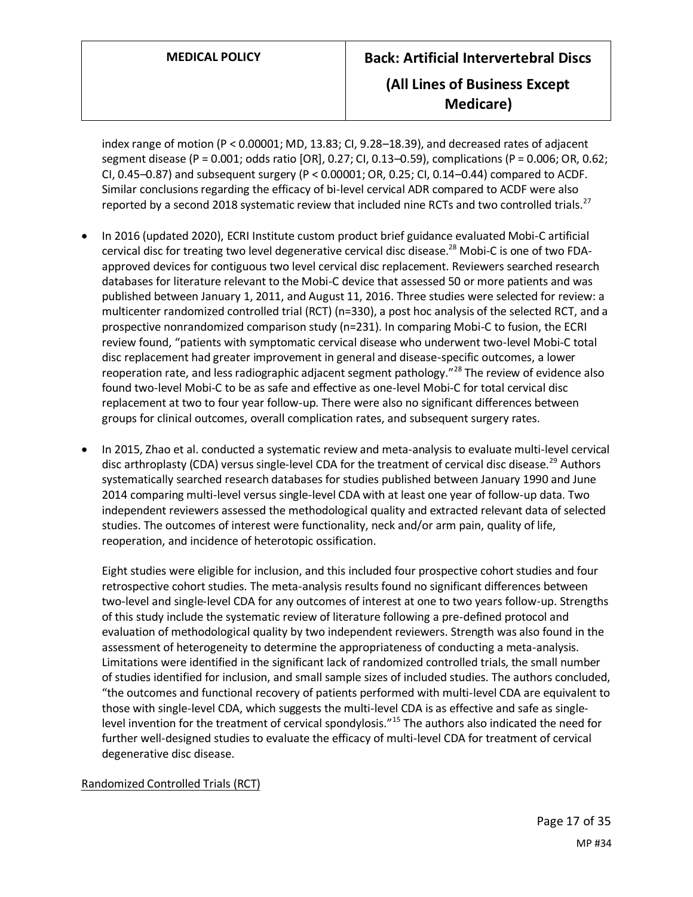index range of motion (P < 0.00001; MD, 13.83; CI, 9.28–18.39), and decreased rates of adjacent segment disease (P = 0.001; odds ratio [OR], 0.27; CI, 0.13–0.59), complications (P = 0.006; OR, 0.62; CI, 0.45–0.87) and subsequent surgery (P < 0.00001; OR, 0.25; CI, 0.14–0.44) compared to ACDF. Similar conclusions regarding the efficacy of bi-level cervical ADR compared to ACDF were also reported by a second 2018 systematic review that included nine RCTs and two controlled trials.[27]

- In 2016 (updated 2020), ECRI Institute custom product brief guidance evaluated Mobi-C artificial cervical disc for treating two level degenerative cervical disc disease.[28] Mobi-C is one of two FDA-approved devices for contiguous two level cervical disc replacement. Reviewers searched research databases for literature relevant to the Mobi-C device that assessed 50 or more patients and was published between January 1, 2011, and August 11, 2016. Three studies were selected for review: a multicenter randomized controlled trial (RCT) (n=330), a post hoc analysis of the selected RCT, and a prospective nonrandomized comparison study (n=231). In comparing Mobi-C to fusion, the ECRI review found, "patients with symptomatic cervical disease who underwent two-level Mobi-C total disc replacement had greater improvement in general and disease-specific outcomes, a lower reoperation rate, and less radiographic adjacent segment pathology."[28] The review of evidence also found two-level Mobi-C to be as safe and effective as one-level Mobi-C for total cervical disc replacement at two to four year follow-up. There were also no significant differences between groups for clinical outcomes, overall complication rates, and subsequent surgery rates.

- In 2015, Zhao et al. conducted a systematic review and meta-analysis to evaluate multi-level cervical disc arthroplasty (CDA) versus single-level CDA for the treatment of cervical disc disease.[29] Authors systematically searched research databases for studies published between January 1990 and June 2014 comparing multi-level versus single-level CDA with at least one year of follow-up data. Two independent reviewers assessed the methodological quality and extracted relevant data of selected studies. The outcomes of interest were functionality, neck and/or arm pain, quality of life, reoperation, and incidence of heterotopic ossification.

  Eight studies were eligible for inclusion, and this included four prospective cohort studies and four retrospective cohort studies. The meta-analysis results found no significant differences between two-level and single-level CDA for any outcomes of interest at one to two years follow-up. Strengths of this study include the systematic review of literature following a pre-defined protocol and evaluation of methodological quality by two independent reviewers. Strength was also found in the assessment of heterogeneity to determine the appropriateness of conducting a meta-analysis. Limitations were identified in the significant lack of randomized controlled trials, the small number of studies identified for inclusion, and small sample sizes of included studies. The authors concluded, "the outcomes and functional recovery of patients performed with multi-level CDA are equivalent to those with single-level CDA, which suggests the multi-level CDA is as effective and safe as single-level invention for the treatment of cervical spondylosis."[15] The authors also indicated the need for further well-designed studies to evaluate the efficacy of multi-level CDA for treatment of cervical degenerative disc disease.

Randomized Controlled Trials (RCT)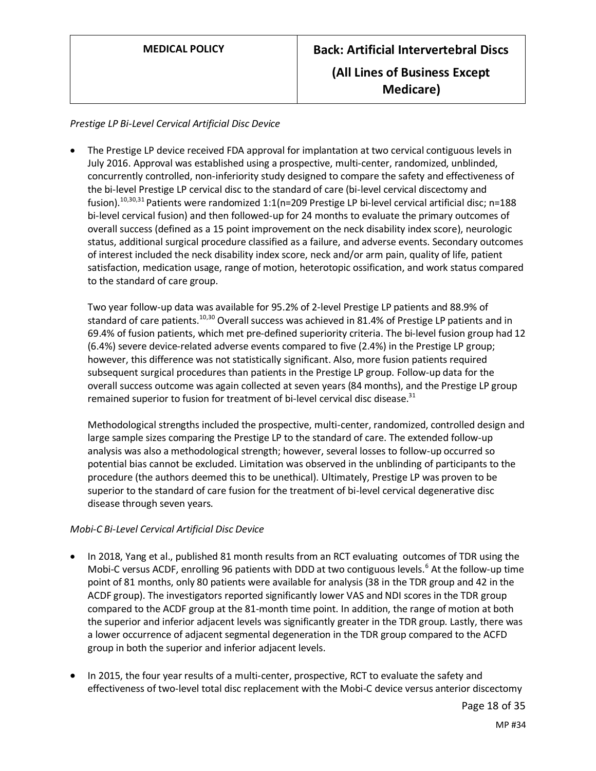*Prestige LP Bi-Level Cervical Artificial Disc Device*

- The Prestige LP device received FDA approval for implantation at two cervical contiguous levels in July 2016. Approval was established using a prospective, multi-center, randomized, unblinded, concurrently controlled, non-inferiority study designed to compare the safety and effectiveness of the bi-level Prestige LP cervical disc to the standard of care (bi-level cervical discectomy and fusion).[10,30,31] Patients were randomized 1:1(n=209 Prestige LP bi-level cervical artificial disc; n=188 bi-level cervical fusion) and then followed-up for 24 months to evaluate the primary outcomes of overall success (defined as a 15 point improvement on the neck disability index score), neurologic status, additional surgical procedure classified as a failure, and adverse events. Secondary outcomes of interest included the neck disability index score, neck and/or arm pain, quality of life, patient satisfaction, medication usage, range of motion, heterotopic ossification, and work status compared to the standard of care group.

  Two year follow-up data was available for 95.2% of 2-level Prestige LP patients and 88.9% of standard of care patients.[10,30] Overall success was achieved in 81.4% of Prestige LP patients and in 69.4% of fusion patients, which met pre-defined superiority criteria. The bi-level fusion group had 12 (6.4%) severe device-related adverse events compared to five (2.4%) in the Prestige LP group; however, this difference was not statistically significant. Also, more fusion patients required subsequent surgical procedures than patients in the Prestige LP group. Follow-up data for the overall success outcome was again collected at seven years (84 months), and the Prestige LP group remained superior to fusion for treatment of bi-level cervical disc disease.[31]

  Methodological strengths included the prospective, multi-center, randomized, controlled design and large sample sizes comparing the Prestige LP to the standard of care. The extended follow-up analysis was also a methodological strength; however, several losses to follow-up occurred so potential bias cannot be excluded. Limitation was observed in the unblinding of participants to the procedure (the authors deemed this to be unethical). Ultimately, Prestige LP was proven to be superior to the standard of care fusion for the treatment of bi-level cervical degenerative disc disease through seven years.

*Mobi-C Bi-Level Cervical Artificial Disc Device*

- In 2018, Yang et al., published 81 month results from an RCT evaluating outcomes of TDR using the Mobi-C versus ACDF, enrolling 96 patients with DDD at two contiguous levels.[6] At the follow-up time point of 81 months, only 80 patients were available for analysis (38 in the TDR group and 42 in the ACDF group). The investigators reported significantly lower VAS and NDI scores in the TDR group compared to the ACDF group at the 81-month time point. In addition, the range of motion at both the superior and inferior adjacent levels was significantly greater in the TDR group. Lastly, there was a lower occurrence of adjacent segmental degeneration in the TDR group compared to the ACFD group in both the superior and inferior adjacent levels.

- In 2015, the four year results of a multi-center, prospective, RCT to evaluate the safety and effectiveness of two-level total disc replacement with the Mobi-C device versus anterior discectomy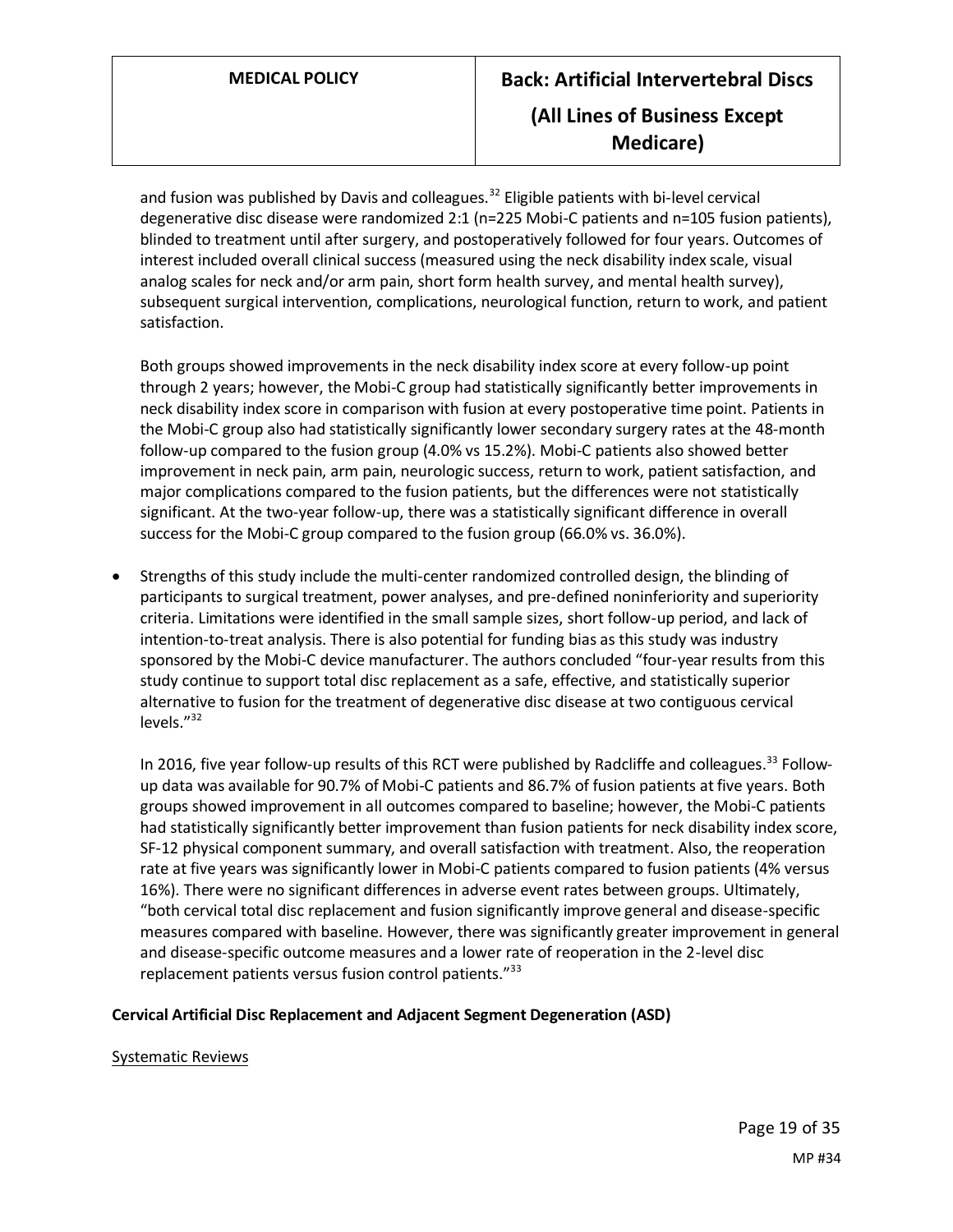and fusion was published by Davis and colleagues.[32] Eligible patients with bi-level cervical degenerative disc disease were randomized 2:1 (n=225 Mobi-C patients and n=105 fusion patients), blinded to treatment until after surgery, and postoperatively followed for four years. Outcomes of interest included overall clinical success (measured using the neck disability index scale, visual analog scales for neck and/or arm pain, short form health survey, and mental health survey), subsequent surgical intervention, complications, neurological function, return to work, and patient satisfaction.

Both groups showed improvements in the neck disability index score at every follow-up point through 2 years; however, the Mobi-C group had statistically significantly better improvements in neck disability index score in comparison with fusion at every postoperative time point. Patients in the Mobi-C group also had statistically significantly lower secondary surgery rates at the 48-month follow-up compared to the fusion group (4.0% vs 15.2%). Mobi-C patients also showed better improvement in neck pain, arm pain, neurologic success, return to work, patient satisfaction, and major complications compared to the fusion patients, but the differences were not statistically significant. At the two-year follow-up, there was a statistically significant difference in overall success for the Mobi-C group compared to the fusion group (66.0% vs. 36.0%).

- Strengths of this study include the multi-center randomized controlled design, the blinding of participants to surgical treatment, power analyses, and pre-defined noninferiority and superiority criteria. Limitations were identified in the small sample sizes, short follow-up period, and lack of intention-to-treat analysis. There is also potential for funding bias as this study was industry sponsored by the Mobi-C device manufacturer. The authors concluded "four-year results from this study continue to support total disc replacement as a safe, effective, and statistically superior alternative to fusion for the treatment of degenerative disc disease at two contiguous cervical levels."[32]

In 2016, five year follow-up results of this RCT were published by Radcliffe and colleagues.[33] Follow-up data was available for 90.7% of Mobi-C patients and 86.7% of fusion patients at five years. Both groups showed improvement in all outcomes compared to baseline; however, the Mobi-C patients had statistically significantly better improvement than fusion patients for neck disability index score, SF-12 physical component summary, and overall satisfaction with treatment. Also, the reoperation rate at five years was significantly lower in Mobi-C patients compared to fusion patients (4% versus 16%). There were no significant differences in adverse event rates between groups. Ultimately, "both cervical total disc replacement and fusion significantly improve general and disease-specific measures compared with baseline. However, there was significantly greater improvement in general and disease-specific outcome measures and a lower rate of reoperation in the 2-level disc replacement patients versus fusion control patients."[33]

**Cervical Artificial Disc Replacement and Adjacent Segment Degeneration (ASD)**

<u>Systematic Reviews</u>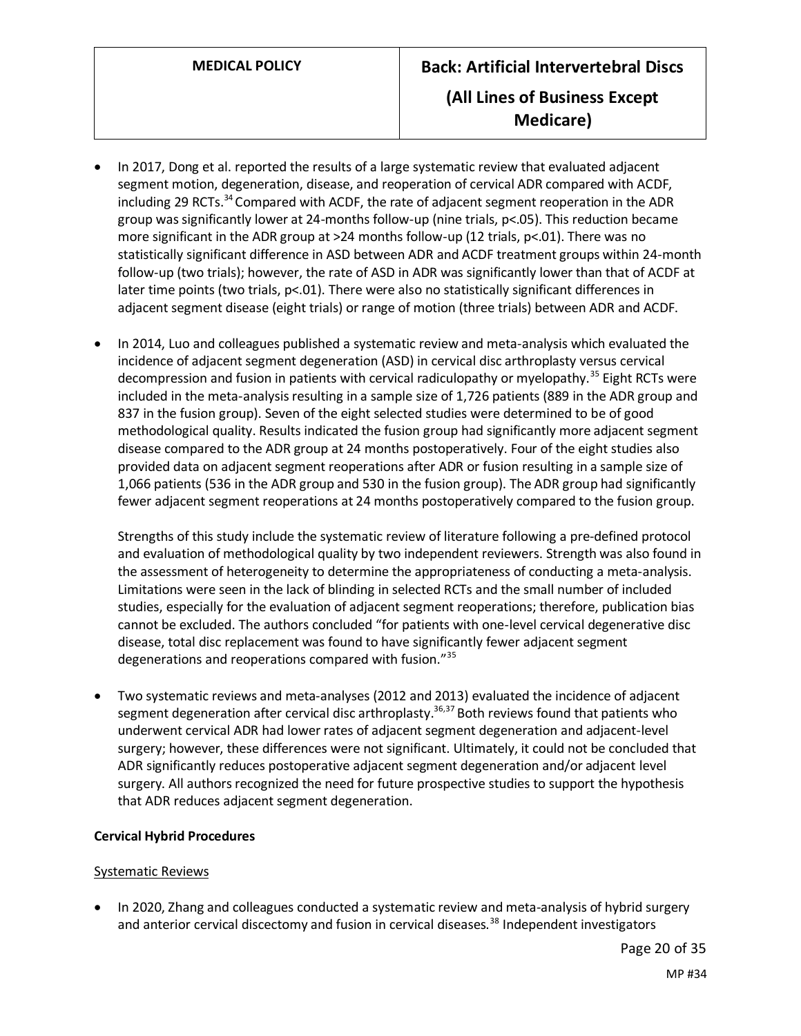- In 2017, Dong et al. reported the results of a large systematic review that evaluated adjacent segment motion, degeneration, disease, and reoperation of cervical ADR compared with ACDF, including 29 RCTs.[34] Compared with ACDF, the rate of adjacent segment reoperation in the ADR group was significantly lower at 24-months follow-up (nine trials, p<.05). This reduction became more significant in the ADR group at >24 months follow-up (12 trials, p<.01). There was no statistically significant difference in ASD between ADR and ACDF treatment groups within 24-month follow-up (two trials); however, the rate of ASD in ADR was significantly lower than that of ACDF at later time points (two trials, p<.01). There were also no statistically significant differences in adjacent segment disease (eight trials) or range of motion (three trials) between ADR and ACDF.

- In 2014, Luo and colleagues published a systematic review and meta-analysis which evaluated the incidence of adjacent segment degeneration (ASD) in cervical disc arthroplasty versus cervical decompression and fusion in patients with cervical radiculopathy or myelopathy.[35] Eight RCTs were included in the meta-analysis resulting in a sample size of 1,726 patients (889 in the ADR group and 837 in the fusion group). Seven of the eight selected studies were determined to be of good methodological quality. Results indicated the fusion group had significantly more adjacent segment disease compared to the ADR group at 24 months postoperatively. Four of the eight studies also provided data on adjacent segment reoperations after ADR or fusion resulting in a sample size of 1,066 patients (536 in the ADR group and 530 in the fusion group). The ADR group had significantly fewer adjacent segment reoperations at 24 months postoperatively compared to the fusion group.

  Strengths of this study include the systematic review of literature following a pre-defined protocol and evaluation of methodological quality by two independent reviewers. Strength was also found in the assessment of heterogeneity to determine the appropriateness of conducting a meta-analysis. Limitations were seen in the lack of blinding in selected RCTs and the small number of included studies, especially for the evaluation of adjacent segment reoperations; therefore, publication bias cannot be excluded. The authors concluded "for patients with one-level cervical degenerative disc disease, total disc replacement was found to have significantly fewer adjacent segment degenerations and reoperations compared with fusion."[35]

- Two systematic reviews and meta-analyses (2012 and 2013) evaluated the incidence of adjacent segment degeneration after cervical disc arthroplasty.[36,37] Both reviews found that patients who underwent cervical ADR had lower rates of adjacent segment degeneration and adjacent-level surgery; however, these differences were not significant. Ultimately, it could not be concluded that ADR significantly reduces postoperative adjacent segment degeneration and/or adjacent level surgery. All authors recognized the need for future prospective studies to support the hypothesis that ADR reduces adjacent segment degeneration.

**Cervical Hybrid Procedures**

Systematic Reviews

- In 2020, Zhang and colleagues conducted a systematic review and meta-analysis of hybrid surgery and anterior cervical discectomy and fusion in cervical diseases.[38] Independent investigators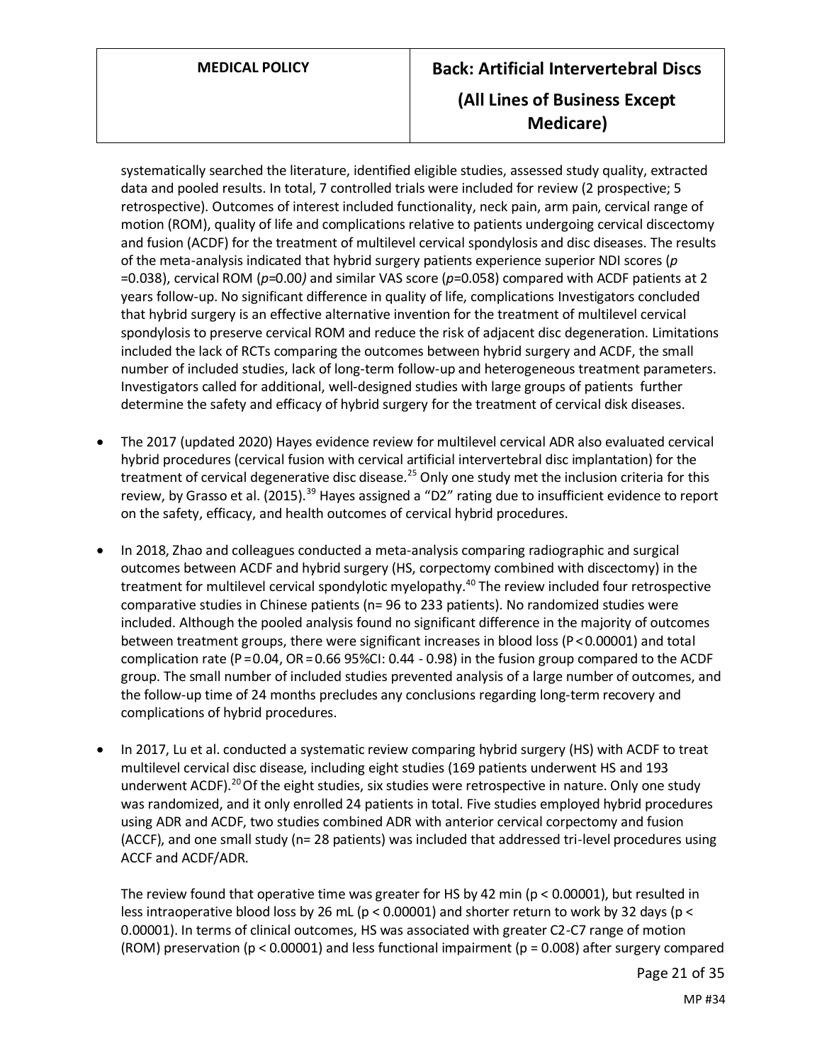systematically searched the literature, identified eligible studies, assessed study quality, extracted data and pooled results. In total, 7 controlled trials were included for review (2 prospective; 5 retrospective). Outcomes of interest included functionality, neck pain, arm pain, cervical range of motion (ROM), quality of life and complications relative to patients undergoing cervical discectomy and fusion (ACDF) for the treatment of multilevel cervical spondylosis and disc diseases. The results of the meta-analysis indicated that hybrid surgery patients experience superior NDI scores (*p* =0.038), cervical ROM (*p*=0.00*)* and similar VAS score (*p*=0.058) compared with ACDF patients at 2 years follow-up. No significant difference in quality of life, complications Investigators concluded that hybrid surgery is an effective alternative invention for the treatment of multilevel cervical spondylosis to preserve cervical ROM and reduce the risk of adjacent disc degeneration. Limitations included the lack of RCTs comparing the outcomes between hybrid surgery and ACDF, the small number of included studies, lack of long-term follow-up and heterogeneous treatment parameters. Investigators called for additional, well-designed studies with large groups of patients further determine the safety and efficacy of hybrid surgery for the treatment of cervical disk diseases.

- The 2017 (updated 2020) Hayes evidence review for multilevel cervical ADR also evaluated cervical hybrid procedures (cervical fusion with cervical artificial intervertebral disc implantation) for the treatment of cervical degenerative disc disease.[25] Only one study met the inclusion criteria for this review, by Grasso et al. (2015).[39] Hayes assigned a "D2" rating due to insufficient evidence to report on the safety, efficacy, and health outcomes of cervical hybrid procedures.

- In 2018, Zhao and colleagues conducted a meta-analysis comparing radiographic and surgical outcomes between ACDF and hybrid surgery (HS, corpectomy combined with discectomy) in the treatment for multilevel cervical spondylotic myelopathy.[40] The review included four retrospective comparative studies in Chinese patients (n= 96 to 233 patients). No randomized studies were included. Although the pooled analysis found no significant difference in the majority of outcomes between treatment groups, there were significant increases in blood loss ($P < 0.00001$) and total complication rate ($P = 0.04$, OR = 0.66 95%CI: 0.44 - 0.98) in the fusion group compared to the ACDF group. The small number of included studies prevented analysis of a large number of outcomes, and the follow-up time of 24 months precludes any conclusions regarding long-term recovery and complications of hybrid procedures.

- In 2017, Lu et al. conducted a systematic review comparing hybrid surgery (HS) with ACDF to treat multilevel cervical disc disease, including eight studies (169 patients underwent HS and 193 underwent ACDF).[20] Of the eight studies, six studies were retrospective in nature. Only one study was randomized, and it only enrolled 24 patients in total. Five studies employed hybrid procedures using ADR and ACDF, two studies combined ADR with anterior cervical corpectomy and fusion (ACCF), and one small study (n= 28 patients) was included that addressed tri-level procedures using ACCF and ACDF/ADR.

  The review found that operative time was greater for HS by 42 min ($p < 0.00001$), but resulted in less intraoperative blood loss by 26 mL ($p < 0.00001$) and shorter return to work by 32 days ($p < 0.00001$). In terms of clinical outcomes, HS was associated with greater C2-C7 range of motion (ROM) preservation ($p < 0.00001$) and less functional impairment ($p = 0.008$) after surgery compared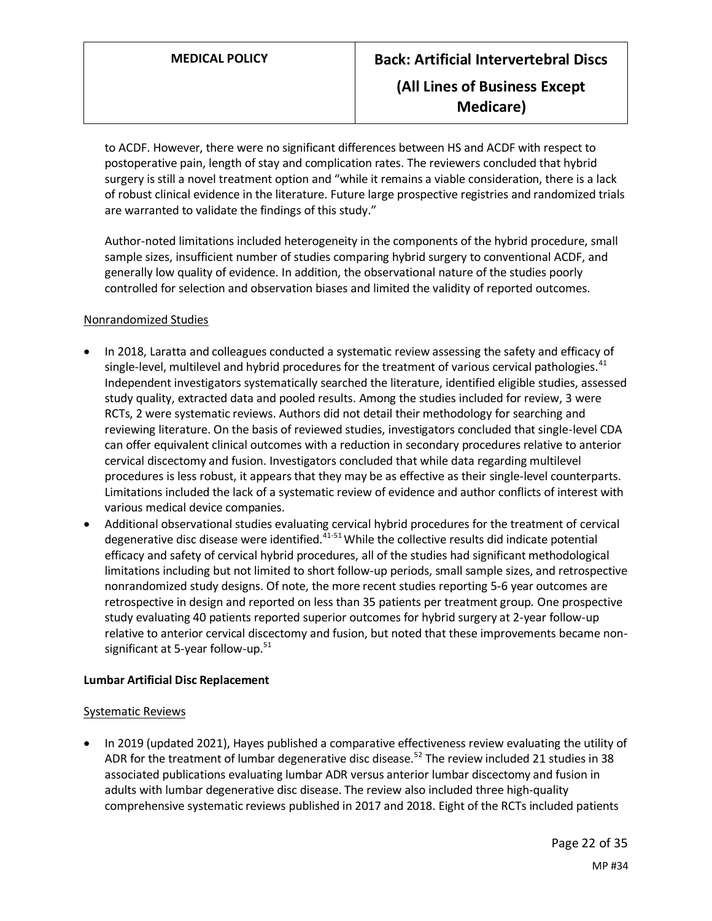to ACDF. However, there were no significant differences between HS and ACDF with respect to postoperative pain, length of stay and complication rates. The reviewers concluded that hybrid surgery is still a novel treatment option and "while it remains a viable consideration, there is a lack of robust clinical evidence in the literature. Future large prospective registries and randomized trials are warranted to validate the findings of this study."

Author-noted limitations included heterogeneity in the components of the hybrid procedure, small sample sizes, insufficient number of studies comparing hybrid surgery to conventional ACDF, and generally low quality of evidence. In addition, the observational nature of the studies poorly controlled for selection and observation biases and limited the validity of reported outcomes.

Nonrandomized Studies

- In 2018, Laratta and colleagues conducted a systematic review assessing the safety and efficacy of single-level, multilevel and hybrid procedures for the treatment of various cervical pathologies.[41] Independent investigators systematically searched the literature, identified eligible studies, assessed study quality, extracted data and pooled results. Among the studies included for review, 3 were RCTs, 2 were systematic reviews. Authors did not detail their methodology for searching and reviewing literature. On the basis of reviewed studies, investigators concluded that single-level CDA can offer equivalent clinical outcomes with a reduction in secondary procedures relative to anterior cervical discectomy and fusion. Investigators concluded that while data regarding multilevel procedures is less robust, it appears that they may be as effective as their single-level counterparts. Limitations included the lack of a systematic review of evidence and author conflicts of interest with various medical device companies.
- Additional observational studies evaluating cervical hybrid procedures for the treatment of cervical degenerative disc disease were identified.[41-51] While the collective results did indicate potential efficacy and safety of cervical hybrid procedures, all of the studies had significant methodological limitations including but not limited to short follow-up periods, small sample sizes, and retrospective nonrandomized study designs. Of note, the more recent studies reporting 5-6 year outcomes are retrospective in design and reported on less than 35 patients per treatment group. One prospective study evaluating 40 patients reported superior outcomes for hybrid surgery at 2-year follow-up relative to anterior cervical discectomy and fusion, but noted that these improvements became non-significant at 5-year follow-up.[51]

**Lumbar Artificial Disc Replacement**

Systematic Reviews

- In 2019 (updated 2021), Hayes published a comparative effectiveness review evaluating the utility of ADR for the treatment of lumbar degenerative disc disease.[52] The review included 21 studies in 38 associated publications evaluating lumbar ADR versus anterior lumbar discectomy and fusion in adults with lumbar degenerative disc disease. The review also included three high-quality comprehensive systematic reviews published in 2017 and 2018. Eight of the RCTs included patients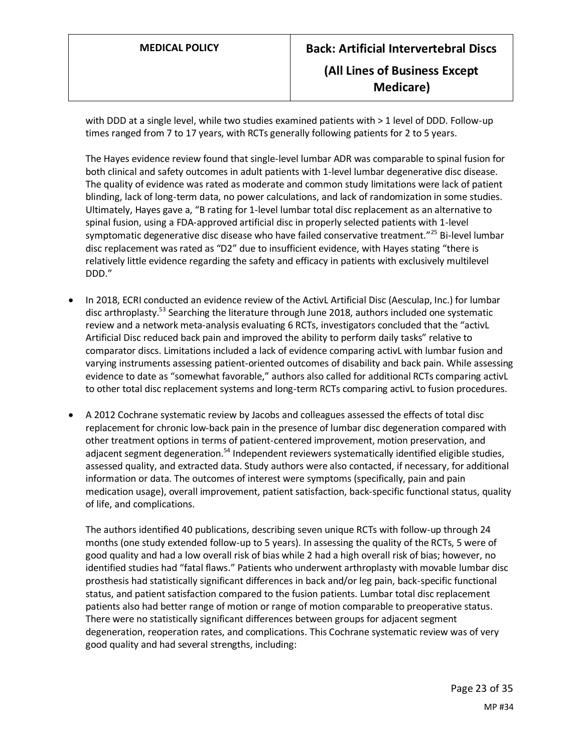with DDD at a single level, while two studies examined patients with > 1 level of DDD. Follow-up times ranged from 7 to 17 years, with RCTs generally following patients for 2 to 5 years.

The Hayes evidence review found that single-level lumbar ADR was comparable to spinal fusion for both clinical and safety outcomes in adult patients with 1-level lumbar degenerative disc disease. The quality of evidence was rated as moderate and common study limitations were lack of patient blinding, lack of long-term data, no power calculations, and lack of randomization in some studies. Ultimately, Hayes gave a, "B rating for 1-level lumbar total disc replacement as an alternative to spinal fusion, using a FDA-approved artificial disc in properly selected patients with 1-level symptomatic degenerative disc disease who have failed conservative treatment."[25] Bi-level lumbar disc replacement was rated as "D2" due to insufficient evidence, with Hayes stating "there is relatively little evidence regarding the safety and efficacy in patients with exclusively multilevel DDD."

- In 2018, ECRI conducted an evidence review of the ActivL Artificial Disc (Aesculap, Inc.) for lumbar disc arthroplasty.[53] Searching the literature through June 2018, authors included one systematic review and a network meta-analysis evaluating 6 RCTs, investigators concluded that the "activL Artificial Disc reduced back pain and improved the ability to perform daily tasks" relative to comparator discs. Limitations included a lack of evidence comparing activL with lumbar fusion and varying instruments assessing patient-oriented outcomes of disability and back pain. While assessing evidence to date as "somewhat favorable," authors also called for additional RCTs comparing activL to other total disc replacement systems and long-term RCTs comparing activL to fusion procedures.

- A 2012 Cochrane systematic review by Jacobs and colleagues assessed the effects of total disc replacement for chronic low-back pain in the presence of lumbar disc degeneration compared with other treatment options in terms of patient-centered improvement, motion preservation, and adjacent segment degeneration.[54] Independent reviewers systematically identified eligible studies, assessed quality, and extracted data. Study authors were also contacted, if necessary, for additional information or data. The outcomes of interest were symptoms (specifically, pain and pain medication usage), overall improvement, patient satisfaction, back-specific functional status, quality of life, and complications.

  The authors identified 40 publications, describing seven unique RCTs with follow-up through 24 months (one study extended follow-up to 5 years). In assessing the quality of the RCTs, 5 were of good quality and had a low overall risk of bias while 2 had a high overall risk of bias; however, no identified studies had "fatal flaws." Patients who underwent arthroplasty with movable lumbar disc prosthesis had statistically significant differences in back and/or leg pain, back-specific functional status, and patient satisfaction compared to the fusion patients. Lumbar total disc replacement patients also had better range of motion or range of motion comparable to preoperative status. There were no statistically significant differences between groups for adjacent segment degeneration, reoperation rates, and complications. This Cochrane systematic review was of very good quality and had several strengths, including: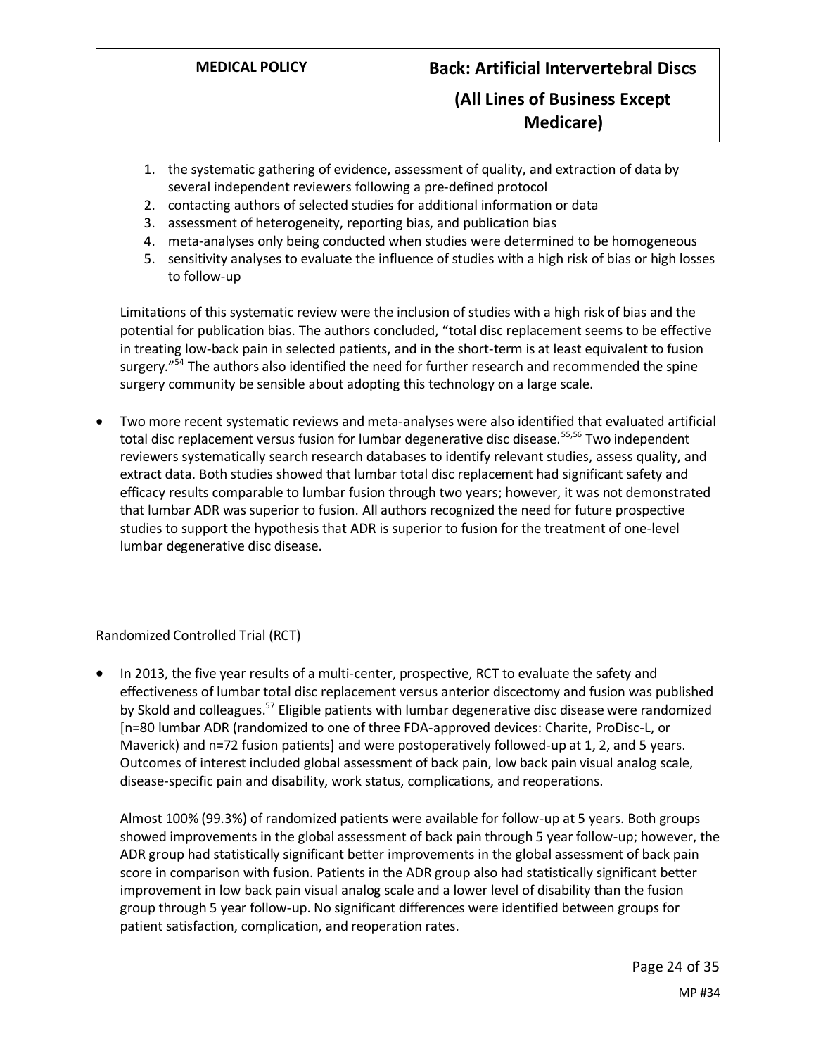1. the systematic gathering of evidence, assessment of quality, and extraction of data by several independent reviewers following a pre-defined protocol
2. contacting authors of selected studies for additional information or data
3. assessment of heterogeneity, reporting bias, and publication bias
4. meta-analyses only being conducted when studies were determined to be homogeneous
5. sensitivity analyses to evaluate the influence of studies with a high risk of bias or high losses to follow-up

Limitations of this systematic review were the inclusion of studies with a high risk of bias and the potential for publication bias. The authors concluded, "total disc replacement seems to be effective in treating low-back pain in selected patients, and in the short-term is at least equivalent to fusion surgery."[54] The authors also identified the need for further research and recommended the spine surgery community be sensible about adopting this technology on a large scale.

- Two more recent systematic reviews and meta-analyses were also identified that evaluated artificial total disc replacement versus fusion for lumbar degenerative disc disease.[55,56] Two independent reviewers systematically search research databases to identify relevant studies, assess quality, and extract data. Both studies showed that lumbar total disc replacement had significant safety and efficacy results comparable to lumbar fusion through two years; however, it was not demonstrated that lumbar ADR was superior to fusion. All authors recognized the need for future prospective studies to support the hypothesis that ADR is superior to fusion for the treatment of one-level lumbar degenerative disc disease.

Randomized Controlled Trial (RCT)

- In 2013, the five year results of a multi-center, prospective, RCT to evaluate the safety and effectiveness of lumbar total disc replacement versus anterior discectomy and fusion was published by Skold and colleagues.[57] Eligible patients with lumbar degenerative disc disease were randomized [n=80 lumbar ADR (randomized to one of three FDA-approved devices: Charite, ProDisc-L, or Maverick) and n=72 fusion patients] and were postoperatively followed-up at 1, 2, and 5 years. Outcomes of interest included global assessment of back pain, low back pain visual analog scale, disease-specific pain and disability, work status, complications, and reoperations.

  Almost 100% (99.3%) of randomized patients were available for follow-up at 5 years. Both groups showed improvements in the global assessment of back pain through 5 year follow-up; however, the ADR group had statistically significant better improvements in the global assessment of back pain score in comparison with fusion. Patients in the ADR group also had statistically significant better improvement in low back pain visual analog scale and a lower level of disability than the fusion group through 5 year follow-up. No significant differences were identified between groups for patient satisfaction, complication, and reoperation rates.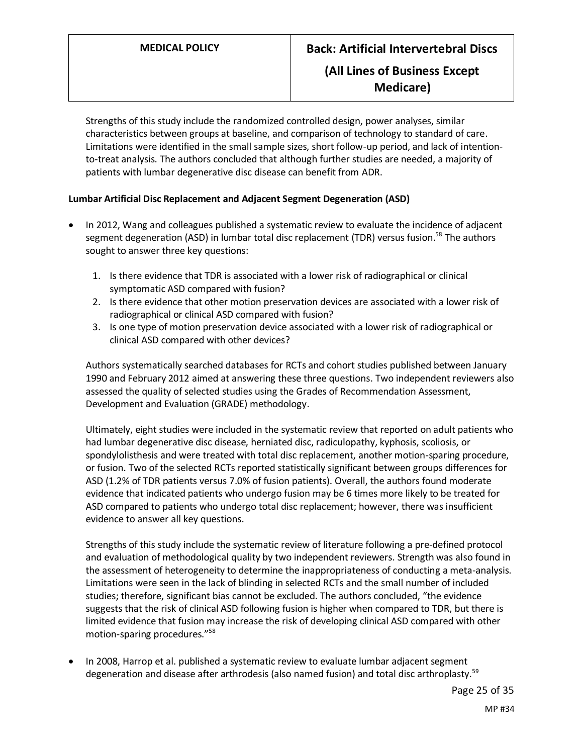Strengths of this study include the randomized controlled design, power analyses, similar characteristics between groups at baseline, and comparison of technology to standard of care. Limitations were identified in the small sample sizes, short follow-up period, and lack of intention-to-treat analysis. The authors concluded that although further studies are needed, a majority of patients with lumbar degenerative disc disease can benefit from ADR.

**Lumbar Artificial Disc Replacement and Adjacent Segment Degeneration (ASD)**

- In 2012, Wang and colleagues published a systematic review to evaluate the incidence of adjacent segment degeneration (ASD) in lumbar total disc replacement (TDR) versus fusion.[58] The authors sought to answer three key questions:

  1. Is there evidence that TDR is associated with a lower risk of radiographical or clinical symptomatic ASD compared with fusion?
  2. Is there evidence that other motion preservation devices are associated with a lower risk of radiographical or clinical ASD compared with fusion?
  3. Is one type of motion preservation device associated with a lower risk of radiographical or clinical ASD compared with other devices?

  Authors systematically searched databases for RCTs and cohort studies published between January 1990 and February 2012 aimed at answering these three questions. Two independent reviewers also assessed the quality of selected studies using the Grades of Recommendation Assessment, Development and Evaluation (GRADE) methodology.

  Ultimately, eight studies were included in the systematic review that reported on adult patients who had lumbar degenerative disc disease, herniated disc, radiculopathy, kyphosis, scoliosis, or spondylolisthesis and were treated with total disc replacement, another motion-sparing procedure, or fusion. Two of the selected RCTs reported statistically significant between groups differences for ASD (1.2% of TDR patients versus 7.0% of fusion patients). Overall, the authors found moderate evidence that indicated patients who undergo fusion may be 6 times more likely to be treated for ASD compared to patients who undergo total disc replacement; however, there was insufficient evidence to answer all key questions.

  Strengths of this study include the systematic review of literature following a pre-defined protocol and evaluation of methodological quality by two independent reviewers. Strength was also found in the assessment of heterogeneity to determine the inappropriateness of conducting a meta-analysis. Limitations were seen in the lack of blinding in selected RCTs and the small number of included studies; therefore, significant bias cannot be excluded. The authors concluded, "the evidence suggests that the risk of clinical ASD following fusion is higher when compared to TDR, but there is limited evidence that fusion may increase the risk of developing clinical ASD compared with other motion-sparing procedures."[58]

- In 2008, Harrop et al. published a systematic review to evaluate lumbar adjacent segment degeneration and disease after arthrodesis (also named fusion) and total disc arthroplasty.[59]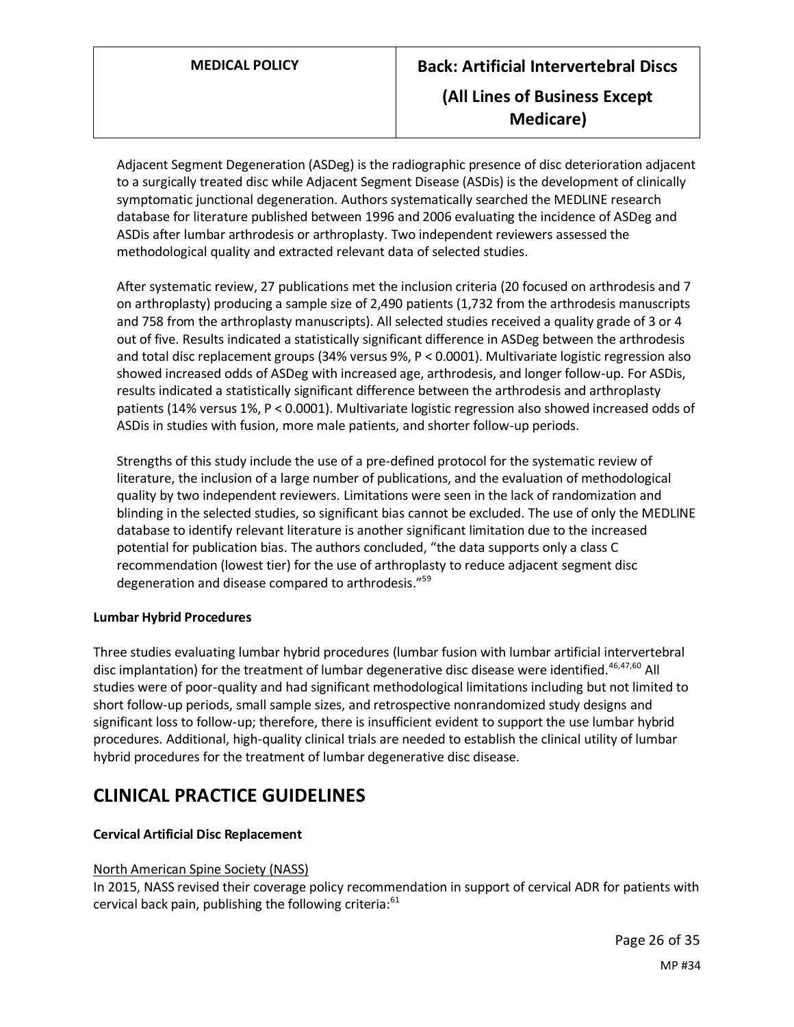Adjacent Segment Degeneration (ASDeg) is the radiographic presence of disc deterioration adjacent to a surgically treated disc while Adjacent Segment Disease (ASDis) is the development of clinically symptomatic junctional degeneration. Authors systematically searched the MEDLINE research database for literature published between 1996 and 2006 evaluating the incidence of ASDeg and ASDis after lumbar arthrodesis or arthroplasty. Two independent reviewers assessed the methodological quality and extracted relevant data of selected studies.

After systematic review, 27 publications met the inclusion criteria (20 focused on arthrodesis and 7 on arthroplasty) producing a sample size of 2,490 patients (1,732 from the arthrodesis manuscripts and 758 from the arthroplasty manuscripts). All selected studies received a quality grade of 3 or 4 out of five. Results indicated a statistically significant difference in ASDeg between the arthrodesis and total disc replacement groups (34% versus 9%, $P < 0.0001$). Multivariate logistic regression also showed increased odds of ASDeg with increased age, arthrodesis, and longer follow-up. For ASDis, results indicated a statistically significant difference between the arthrodesis and arthroplasty patients (14% versus 1%, $P < 0.0001$). Multivariate logistic regression also showed increased odds of ASDis in studies with fusion, more male patients, and shorter follow-up periods.

Strengths of this study include the use of a pre-defined protocol for the systematic review of literature, the inclusion of a large number of publications, and the evaluation of methodological quality by two independent reviewers. Limitations were seen in the lack of randomization and blinding in the selected studies, so significant bias cannot be excluded. The use of only the MEDLINE database to identify relevant literature is another significant limitation due to the increased potential for publication bias. The authors concluded, "the data supports only a class C recommendation (lowest tier) for the use of arthroplasty to reduce adjacent segment disc degeneration and disease compared to arthrodesis."[59]

**Lumbar Hybrid Procedures**

Three studies evaluating lumbar hybrid procedures (lumbar fusion with lumbar artificial intervertebral disc implantation) for the treatment of lumbar degenerative disc disease were identified.[46,47,60] All studies were of poor-quality and had significant methodological limitations including but not limited to short follow-up periods, small sample sizes, and retrospective nonrandomized study designs and significant loss to follow-up; therefore, there is insufficient evident to support the use lumbar hybrid procedures. Additional, high-quality clinical trials are needed to establish the clinical utility of lumbar hybrid procedures for the treatment of lumbar degenerative disc disease.

# CLINICAL PRACTICE GUIDELINES

**Cervical Artificial Disc Replacement**

North American Spine Society (NASS)

In 2015, NASS revised their coverage policy recommendation in support of cervical ADR for patients with cervical back pain, publishing the following criteria:[61]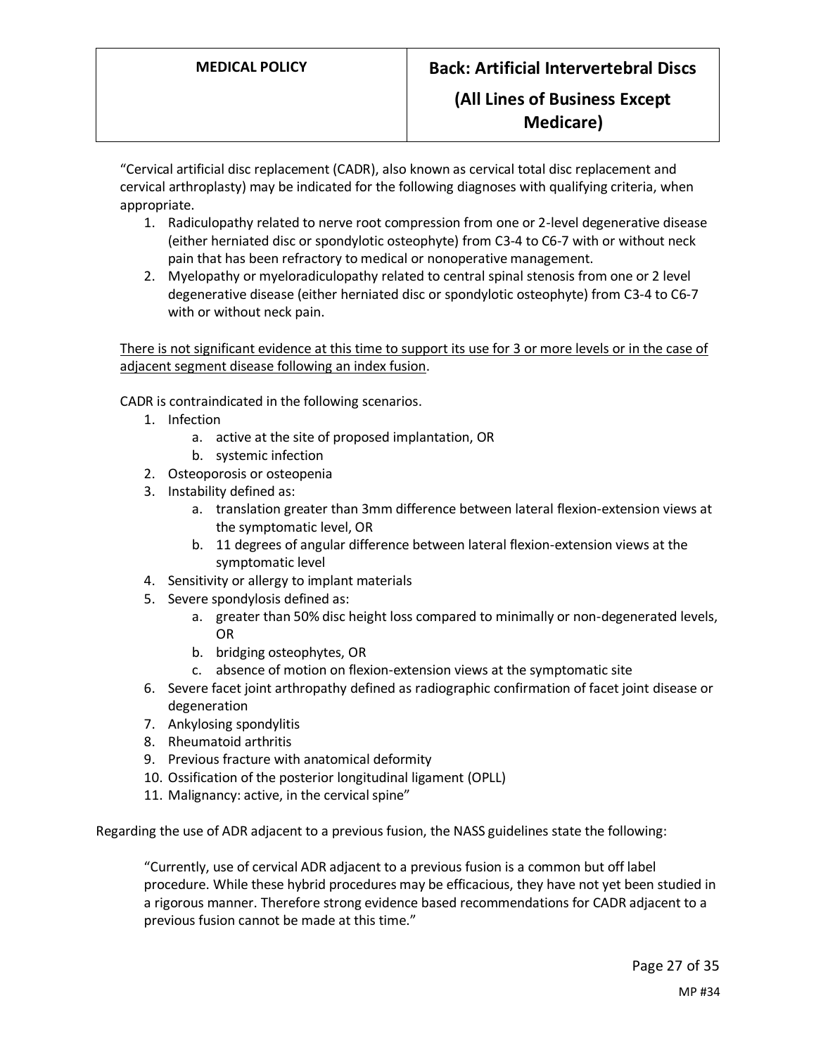"Cervical artificial disc replacement (CADR), also known as cervical total disc replacement and cervical arthroplasty) may be indicated for the following diagnoses with qualifying criteria, when appropriate.

1. Radiculopathy related to nerve root compression from one or 2-level degenerative disease (either herniated disc or spondylotic osteophyte) from C3-4 to C6-7 with or without neck pain that has been refractory to medical or nonoperative management.
2. Myelopathy or myeloradiculopathy related to central spinal stenosis from one or 2 level degenerative disease (either herniated disc or spondylotic osteophyte) from C3-4 to C6-7 with or without neck pain.

<u>There is not significant evidence at this time to support its use for 3 or more levels or in the case of adjacent segment disease following an index fusion</u>.

CADR is contraindicated in the following scenarios.

1. Infection
   a. active at the site of proposed implantation, OR
   b. systemic infection
2. Osteoporosis or osteopenia
3. Instability defined as:
   a. translation greater than 3mm difference between lateral flexion-extension views at the symptomatic level, OR
   b. 11 degrees of angular difference between lateral flexion-extension views at the symptomatic level
4. Sensitivity or allergy to implant materials
5. Severe spondylosis defined as:
   a. greater than 50% disc height loss compared to minimally or non-degenerated levels, OR
   b. bridging osteophytes, OR
   c. absence of motion on flexion-extension views at the symptomatic site
6. Severe facet joint arthropathy defined as radiographic confirmation of facet joint disease or degeneration
7. Ankylosing spondylitis
8. Rheumatoid arthritis
9. Previous fracture with anatomical deformity
10. Ossification of the posterior longitudinal ligament (OPLL)
11. Malignancy: active, in the cervical spine"

Regarding the use of ADR adjacent to a previous fusion, the NASS guidelines state the following:

> "Currently, use of cervical ADR adjacent to a previous fusion is a common but off label procedure. While these hybrid procedures may be efficacious, they have not yet been studied in a rigorous manner. Therefore strong evidence based recommendations for CADR adjacent to a previous fusion cannot be made at this time."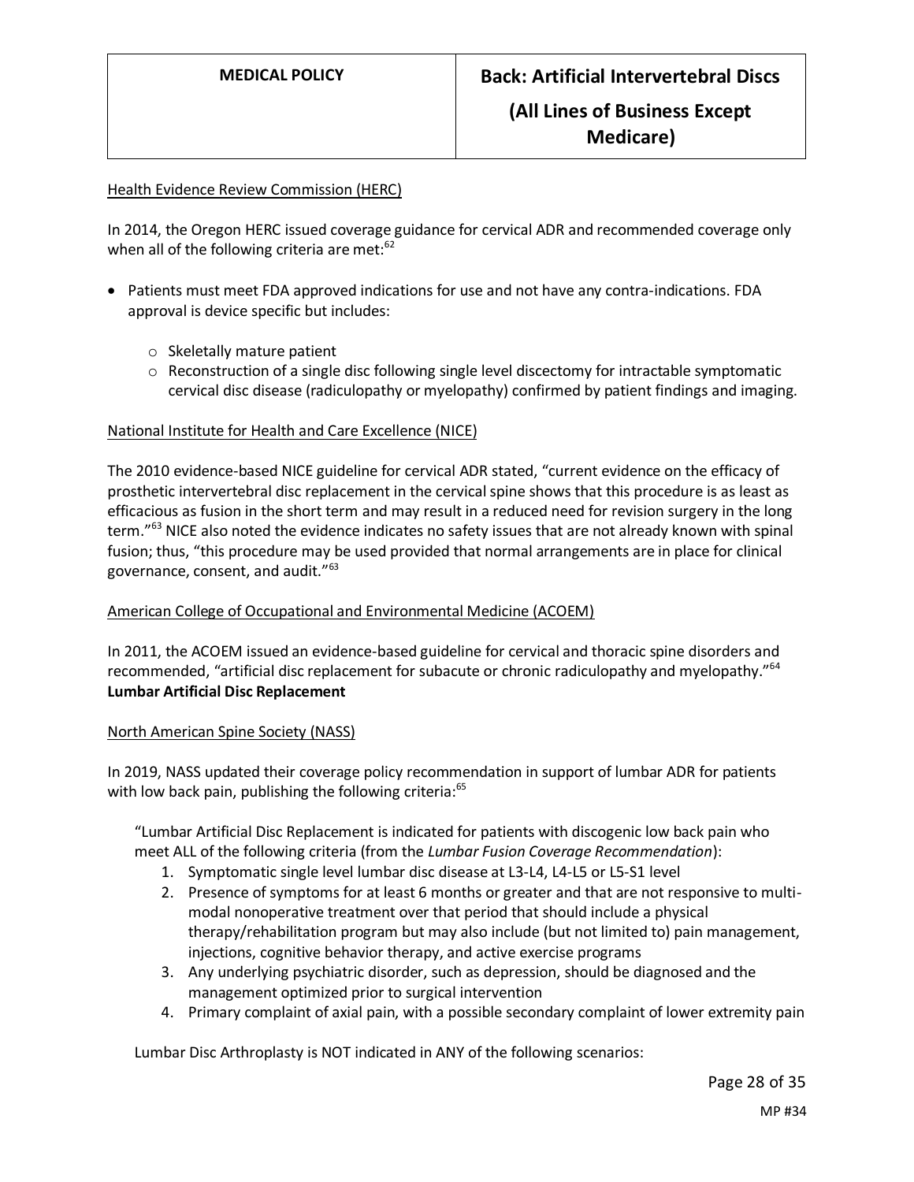Health Evidence Review Commission (HERC)

In 2014, the Oregon HERC issued coverage guidance for cervical ADR and recommended coverage only when all of the following criteria are met:[62]

- Patients must meet FDA approved indications for use and not have any contra-indications. FDA approval is device specific but includes:
    - Skeletally mature patient
    - Reconstruction of a single disc following single level discectomy for intractable symptomatic cervical disc disease (radiculopathy or myelopathy) confirmed by patient findings and imaging.

National Institute for Health and Care Excellence (NICE)

The 2010 evidence-based NICE guideline for cervical ADR stated, "current evidence on the efficacy of prosthetic intervertebral disc replacement in the cervical spine shows that this procedure is as least as efficacious as fusion in the short term and may result in a reduced need for revision surgery in the long term."[63] NICE also noted the evidence indicates no safety issues that are not already known with spinal fusion; thus, "this procedure may be used provided that normal arrangements are in place for clinical governance, consent, and audit."[63]

American College of Occupational and Environmental Medicine (ACOEM)

In 2011, the ACOEM issued an evidence-based guideline for cervical and thoracic spine disorders and recommended, "artificial disc replacement for subacute or chronic radiculopathy and myelopathy."[64]

**Lumbar Artificial Disc Replacement**

North American Spine Society (NASS)

In 2019, NASS updated their coverage policy recommendation in support of lumbar ADR for patients with low back pain, publishing the following criteria:[65]

"Lumbar Artificial Disc Replacement is indicated for patients with discogenic low back pain who meet ALL of the following criteria (from the *Lumbar Fusion Coverage Recommendation*):

1. Symptomatic single level lumbar disc disease at L3-L4, L4-L5 or L5-S1 level
2. Presence of symptoms for at least 6 months or greater and that are not responsive to multi-modal nonoperative treatment over that period that should include a physical therapy/rehabilitation program but may also include (but not limited to) pain management, injections, cognitive behavior therapy, and active exercise programs
3. Any underlying psychiatric disorder, such as depression, should be diagnosed and the management optimized prior to surgical intervention
4. Primary complaint of axial pain, with a possible secondary complaint of lower extremity pain

Lumbar Disc Arthroplasty is NOT indicated in ANY of the following scenarios: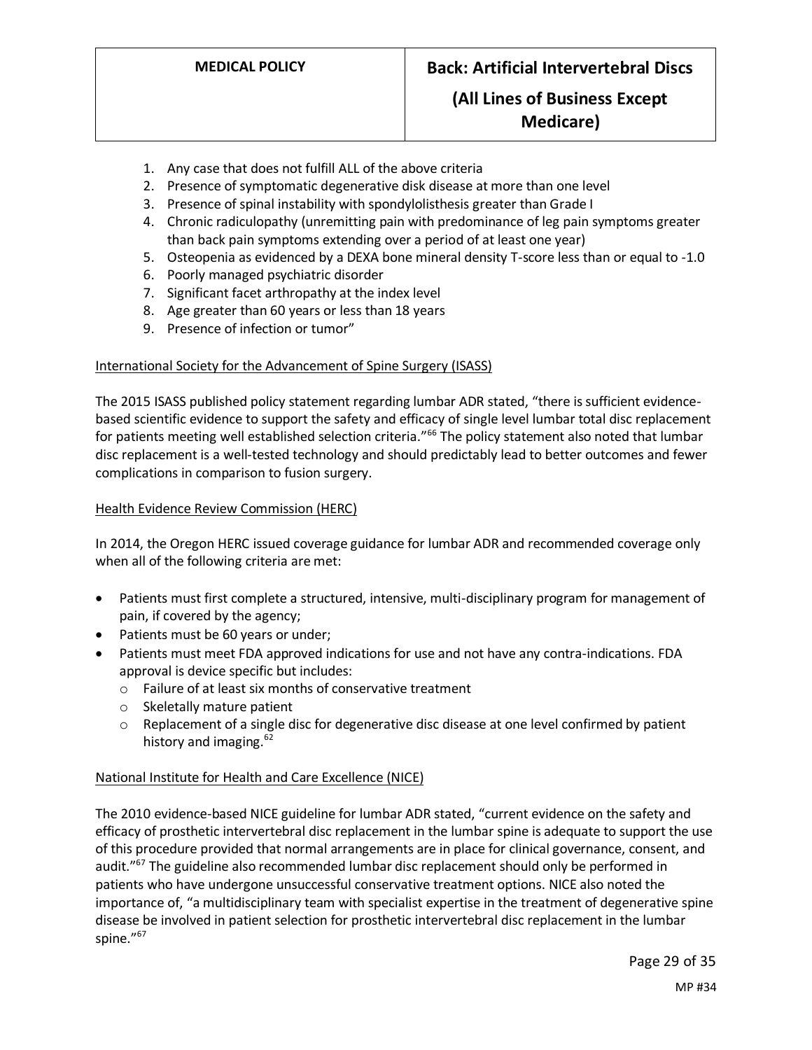1. Any case that does not fulfill ALL of the above criteria
2. Presence of symptomatic degenerative disk disease at more than one level
3. Presence of spinal instability with spondylolisthesis greater than Grade I
4. Chronic radiculopathy (unremitting pain with predominance of leg pain symptoms greater than back pain symptoms extending over a period of at least one year)
5. Osteopenia as evidenced by a DEXA bone mineral density T-score less than or equal to -1.0
6. Poorly managed psychiatric disorder
7. Significant facet arthropathy at the index level
8. Age greater than 60 years or less than 18 years
9. Presence of infection or tumor"

International Society for the Advancement of Spine Surgery (ISASS)

The 2015 ISASS published policy statement regarding lumbar ADR stated, "there is sufficient evidence-based scientific evidence to support the safety and efficacy of single level lumbar total disc replacement for patients meeting well established selection criteria."[66] The policy statement also noted that lumbar disc replacement is a well-tested technology and should predictably lead to better outcomes and fewer complications in comparison to fusion surgery.

Health Evidence Review Commission (HERC)

In 2014, the Oregon HERC issued coverage guidance for lumbar ADR and recommended coverage only when all of the following criteria are met:

- Patients must first complete a structured, intensive, multi-disciplinary program for management of pain, if covered by the agency;
- Patients must be 60 years or under;
- Patients must meet FDA approved indications for use and not have any contra-indications. FDA approval is device specific but includes:
  - Failure of at least six months of conservative treatment
  - Skeletally mature patient
  - Replacement of a single disc for degenerative disc disease at one level confirmed by patient history and imaging.[62]

National Institute for Health and Care Excellence (NICE)

The 2010 evidence-based NICE guideline for lumbar ADR stated, "current evidence on the safety and efficacy of prosthetic intervertebral disc replacement in the lumbar spine is adequate to support the use of this procedure provided that normal arrangements are in place for clinical governance, consent, and audit."[67] The guideline also recommended lumbar disc replacement should only be performed in patients who have undergone unsuccessful conservative treatment options. NICE also noted the importance of, "a multidisciplinary team with specialist expertise in the treatment of degenerative spine disease be involved in patient selection for prosthetic intervertebral disc replacement in the lumbar spine."[67]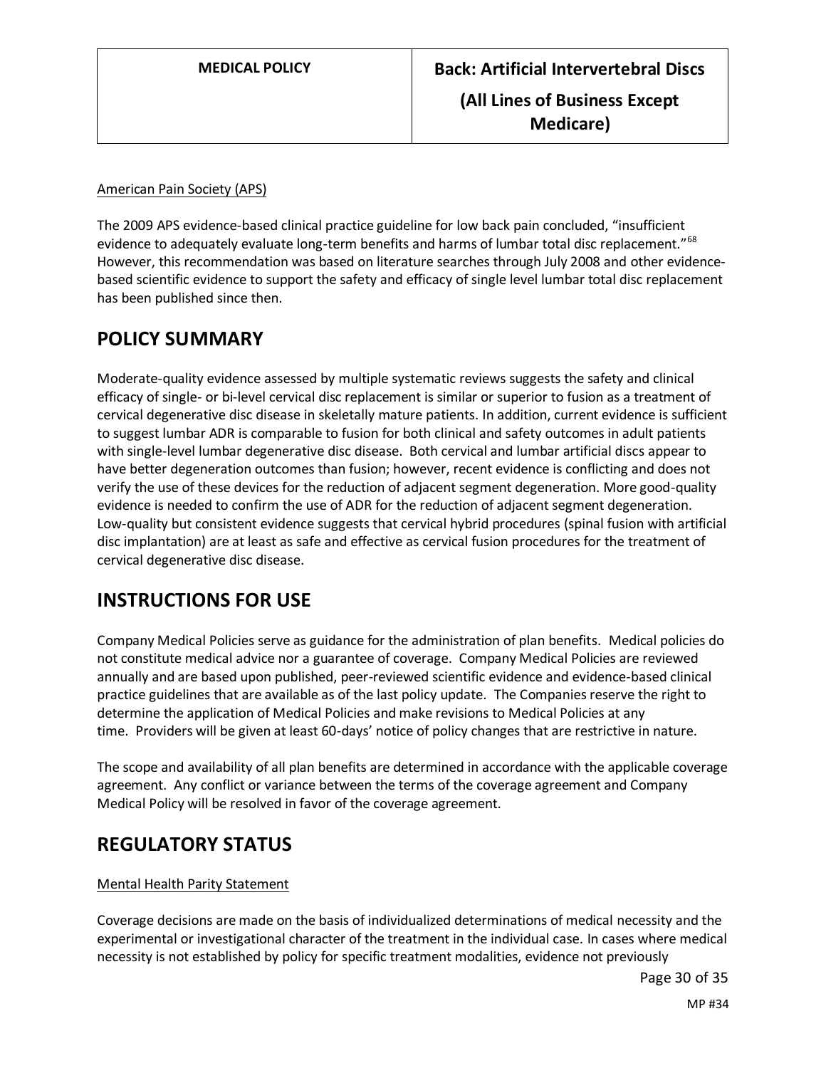American Pain Society (APS)

The 2009 APS evidence-based clinical practice guideline for low back pain concluded, "insufficient evidence to adequately evaluate long-term benefits and harms of lumbar total disc replacement."[68] However, this recommendation was based on literature searches through July 2008 and other evidence-based scientific evidence to support the safety and efficacy of single level lumbar total disc replacement has been published since then.

## POLICY SUMMARY

Moderate-quality evidence assessed by multiple systematic reviews suggests the safety and clinical efficacy of single- or bi-level cervical disc replacement is similar or superior to fusion as a treatment of cervical degenerative disc disease in skeletally mature patients. In addition, current evidence is sufficient to suggest lumbar ADR is comparable to fusion for both clinical and safety outcomes in adult patients with single-level lumbar degenerative disc disease. Both cervical and lumbar artificial discs appear to have better degeneration outcomes than fusion; however, recent evidence is conflicting and does not verify the use of these devices for the reduction of adjacent segment degeneration. More good-quality evidence is needed to confirm the use of ADR for the reduction of adjacent segment degeneration. Low-quality but consistent evidence suggests that cervical hybrid procedures (spinal fusion with artificial disc implantation) are at least as safe and effective as cervical fusion procedures for the treatment of cervical degenerative disc disease.

## INSTRUCTIONS FOR USE

Company Medical Policies serve as guidance for the administration of plan benefits. Medical policies do not constitute medical advice nor a guarantee of coverage. Company Medical Policies are reviewed annually and are based upon published, peer-reviewed scientific evidence and evidence-based clinical practice guidelines that are available as of the last policy update. The Companies reserve the right to determine the application of Medical Policies and make revisions to Medical Policies at any time. Providers will be given at least 60-days' notice of policy changes that are restrictive in nature.

The scope and availability of all plan benefits are determined in accordance with the applicable coverage agreement. Any conflict or variance between the terms of the coverage agreement and Company Medical Policy will be resolved in favor of the coverage agreement.

## REGULATORY STATUS

Mental Health Parity Statement

Coverage decisions are made on the basis of individualized determinations of medical necessity and the experimental or investigational character of the treatment in the individual case. In cases where medical necessity is not established by policy for specific treatment modalities, evidence not previously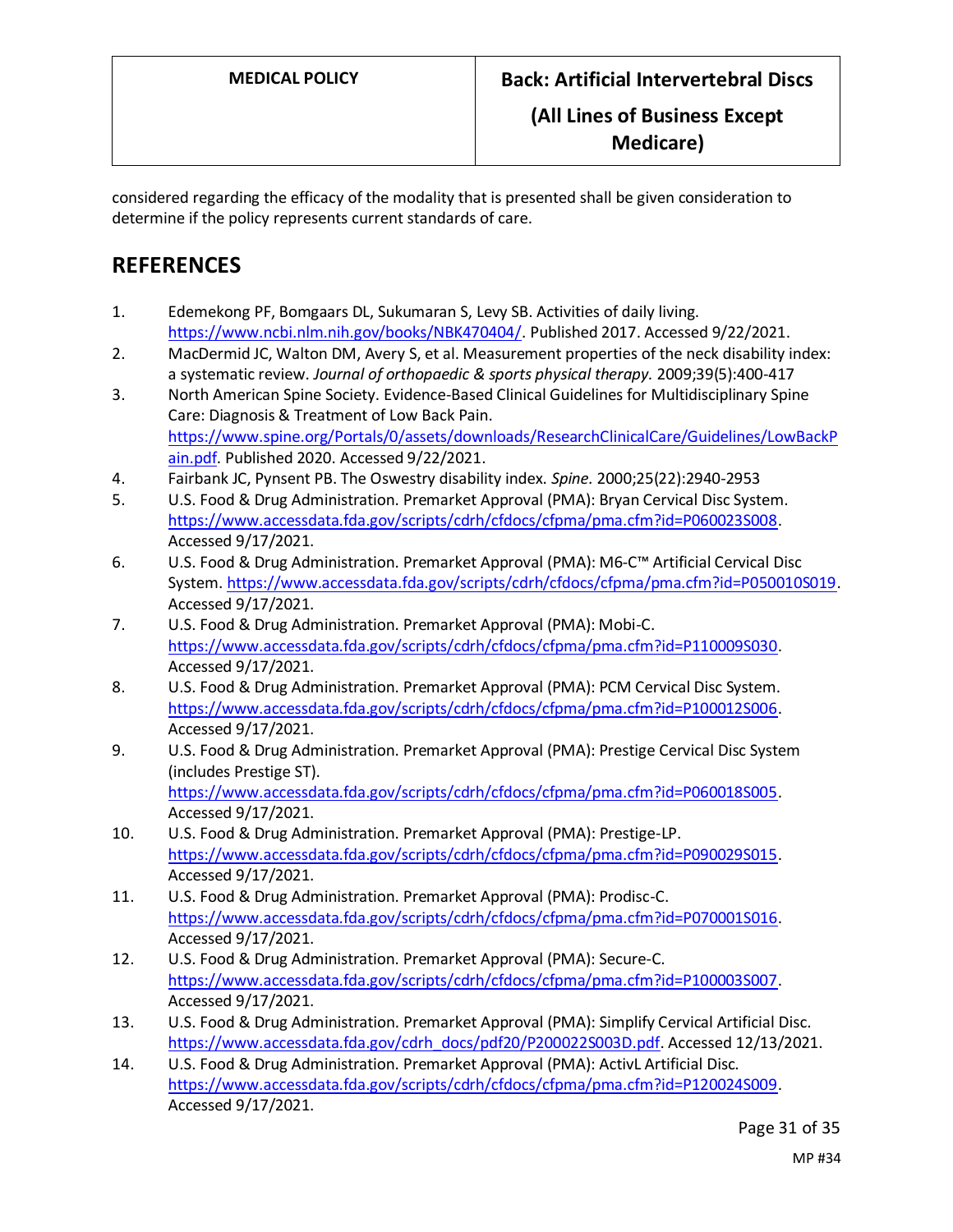considered regarding the efficacy of the modality that is presented shall be given consideration to determine if the policy represents current standards of care.

## REFERENCES

1. Edemekong PF, Bomgaars DL, Sukumaran S, Levy SB. Activities of daily living. https://www.ncbi.nlm.nih.gov/books/NBK470404/. Published 2017. Accessed 9/22/2021.
2. MacDermid JC, Walton DM, Avery S, et al. Measurement properties of the neck disability index: a systematic review. *Journal of orthopaedic & sports physical therapy.* 2009;39(5):400-417
3. North American Spine Society. Evidence-Based Clinical Guidelines for Multidisciplinary Spine Care: Diagnosis & Treatment of Low Back Pain. https://www.spine.org/Portals/0/assets/downloads/ResearchClinicalCare/Guidelines/LowBackPain.pdf. Published 2020. Accessed 9/22/2021.
4. Fairbank JC, Pynsent PB. The Oswestry disability index. *Spine.* 2000;25(22):2940-2953
5. U.S. Food & Drug Administration. Premarket Approval (PMA): Bryan Cervical Disc System. https://www.accessdata.fda.gov/scripts/cdrh/cfdocs/cfpma/pma.cfm?id=P060023S008. Accessed 9/17/2021.
6. U.S. Food & Drug Administration. Premarket Approval (PMA): M6-C™ Artificial Cervical Disc System. https://www.accessdata.fda.gov/scripts/cdrh/cfdocs/cfpma/pma.cfm?id=P050010S019. Accessed 9/17/2021.
7. U.S. Food & Drug Administration. Premarket Approval (PMA): Mobi-C. https://www.accessdata.fda.gov/scripts/cdrh/cfdocs/cfpma/pma.cfm?id=P110009S030. Accessed 9/17/2021.
8. U.S. Food & Drug Administration. Premarket Approval (PMA): PCM Cervical Disc System. https://www.accessdata.fda.gov/scripts/cdrh/cfdocs/cfpma/pma.cfm?id=P100012S006. Accessed 9/17/2021.
9. U.S. Food & Drug Administration. Premarket Approval (PMA): Prestige Cervical Disc System (includes Prestige ST). https://www.accessdata.fda.gov/scripts/cdrh/cfdocs/cfpma/pma.cfm?id=P060018S005. Accessed 9/17/2021.
10. U.S. Food & Drug Administration. Premarket Approval (PMA): Prestige-LP. https://www.accessdata.fda.gov/scripts/cdrh/cfdocs/cfpma/pma.cfm?id=P090029S015. Accessed 9/17/2021.
11. U.S. Food & Drug Administration. Premarket Approval (PMA): Prodisc-C. https://www.accessdata.fda.gov/scripts/cdrh/cfdocs/cfpma/pma.cfm?id=P070001S016. Accessed 9/17/2021.
12. U.S. Food & Drug Administration. Premarket Approval (PMA): Secure-C. https://www.accessdata.fda.gov/scripts/cdrh/cfdocs/cfpma/pma.cfm?id=P100003S007. Accessed 9/17/2021.
13. U.S. Food & Drug Administration. Premarket Approval (PMA): Simplify Cervical Artificial Disc. https://www.accessdata.fda.gov/cdrh_docs/pdf20/P200022S003D.pdf. Accessed 12/13/2021.
14. U.S. Food & Drug Administration. Premarket Approval (PMA): ActivL Artificial Disc. https://www.accessdata.fda.gov/scripts/cdrh/cfdocs/cfpma/pma.cfm?id=P120024S009. Accessed 9/17/2021.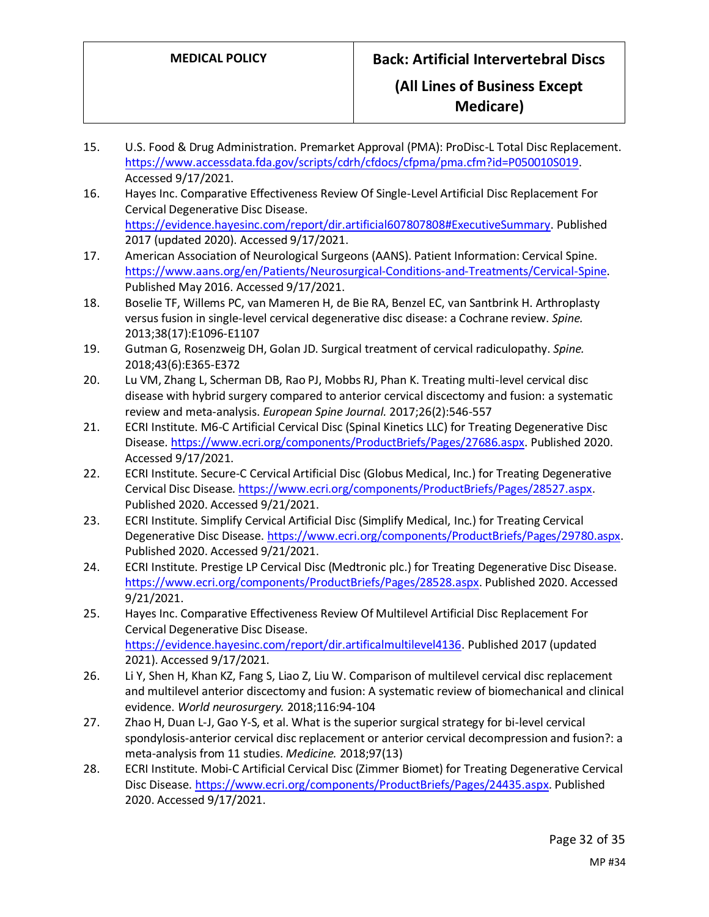15. U.S. Food & Drug Administration. Premarket Approval (PMA): ProDisc-L Total Disc Replacement. https://www.accessdata.fda.gov/scripts/cdrh/cfdocs/cfpma/pma.cfm?id=P050010S019. Accessed 9/17/2021.
16. Hayes Inc. Comparative Effectiveness Review Of Single-Level Artificial Disc Replacement For Cervical Degenerative Disc Disease. https://evidence.hayesinc.com/report/dir.artificial607807808#ExecutiveSummary. Published 2017 (updated 2020). Accessed 9/17/2021.
17. American Association of Neurological Surgeons (AANS). Patient Information: Cervical Spine. https://www.aans.org/en/Patients/Neurosurgical-Conditions-and-Treatments/Cervical-Spine. Published May 2016. Accessed 9/17/2021.
18. Boselie TF, Willems PC, van Mameren H, de Bie RA, Benzel EC, van Santbrink H. Arthroplasty versus fusion in single-level cervical degenerative disc disease: a Cochrane review. *Spine.* 2013;38(17):E1096-E1107
19. Gutman G, Rosenzweig DH, Golan JD. Surgical treatment of cervical radiculopathy. *Spine.* 2018;43(6):E365-E372
20. Lu VM, Zhang L, Scherman DB, Rao PJ, Mobbs RJ, Phan K. Treating multi-level cervical disc disease with hybrid surgery compared to anterior cervical discectomy and fusion: a systematic review and meta-analysis. *European Spine Journal.* 2017;26(2):546-557
21. ECRI Institute. M6-C Artificial Cervical Disc (Spinal Kinetics LLC) for Treating Degenerative Disc Disease. https://www.ecri.org/components/ProductBriefs/Pages/27686.aspx. Published 2020. Accessed 9/17/2021.
22. ECRI Institute. Secure-C Cervical Artificial Disc (Globus Medical, Inc.) for Treating Degenerative Cervical Disc Disease. https://www.ecri.org/components/ProductBriefs/Pages/28527.aspx. Published 2020. Accessed 9/21/2021.
23. ECRI Institute. Simplify Cervical Artificial Disc (Simplify Medical, Inc.) for Treating Cervical Degenerative Disc Disease. https://www.ecri.org/components/ProductBriefs/Pages/29780.aspx. Published 2020. Accessed 9/21/2021.
24. ECRI Institute. Prestige LP Cervical Disc (Medtronic plc.) for Treating Degenerative Disc Disease. https://www.ecri.org/components/ProductBriefs/Pages/28528.aspx. Published 2020. Accessed 9/21/2021.
25. Hayes Inc. Comparative Effectiveness Review Of Multilevel Artificial Disc Replacement For Cervical Degenerative Disc Disease. https://evidence.hayesinc.com/report/dir.artificalmultilevel4136. Published 2017 (updated 2021). Accessed 9/17/2021.
26. Li Y, Shen H, Khan KZ, Fang S, Liao Z, Liu W. Comparison of multilevel cervical disc replacement and multilevel anterior discectomy and fusion: A systematic review of biomechanical and clinical evidence. *World neurosurgery.* 2018;116:94-104
27. Zhao H, Duan L-J, Gao Y-S, et al. What is the superior surgical strategy for bi-level cervical spondylosis-anterior cervical disc replacement or anterior cervical decompression and fusion?: a meta-analysis from 11 studies. *Medicine.* 2018;97(13)
28. ECRI Institute. Mobi-C Artificial Cervical Disc (Zimmer Biomet) for Treating Degenerative Cervical Disc Disease. https://www.ecri.org/components/ProductBriefs/Pages/24435.aspx. Published 2020. Accessed 9/17/2021.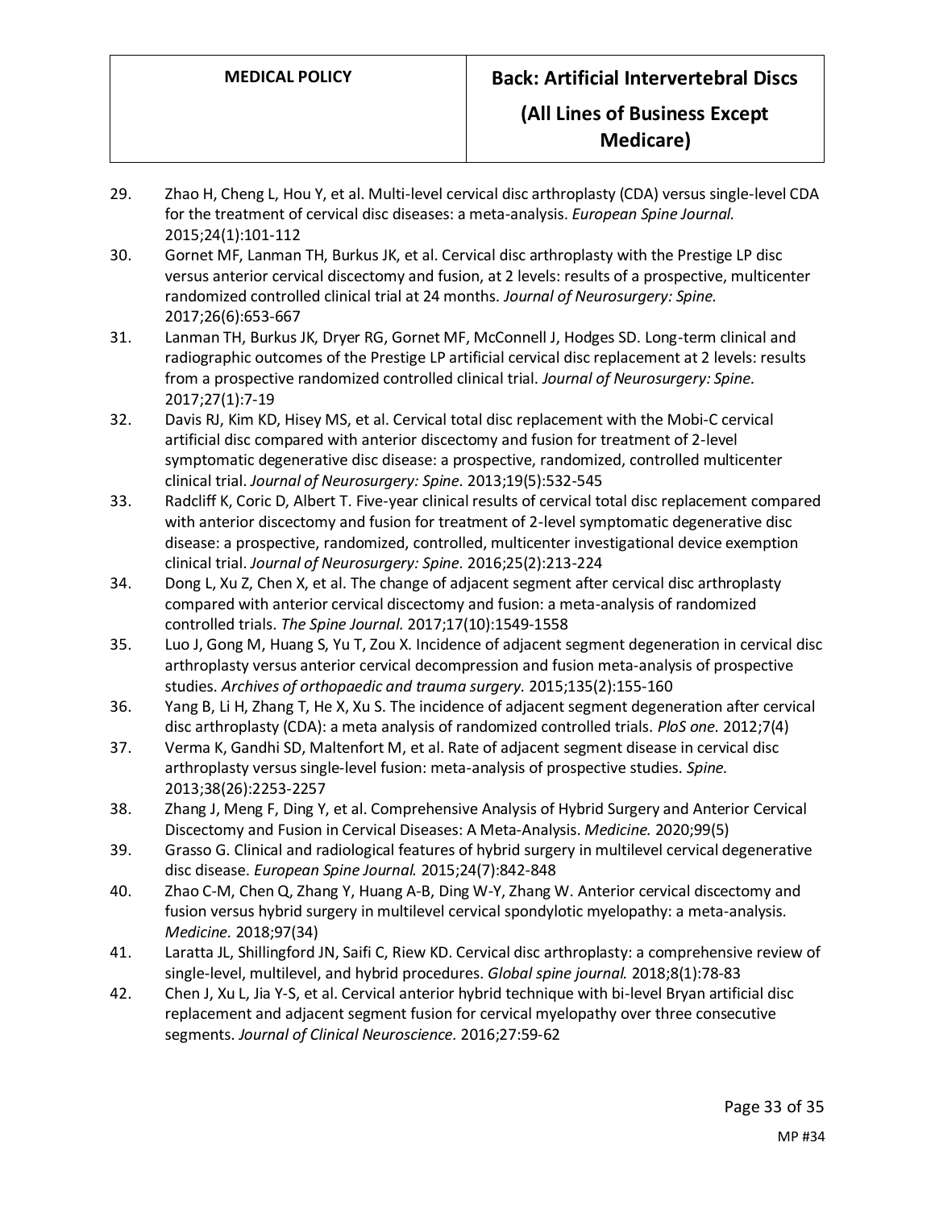29. Zhao H, Cheng L, Hou Y, et al. Multi-level cervical disc arthroplasty (CDA) versus single-level CDA for the treatment of cervical disc diseases: a meta-analysis. *European Spine Journal.* 2015;24(1):101-112
30. Gornet MF, Lanman TH, Burkus JK, et al. Cervical disc arthroplasty with the Prestige LP disc versus anterior cervical discectomy and fusion, at 2 levels: results of a prospective, multicenter randomized controlled clinical trial at 24 months. *Journal of Neurosurgery: Spine.* 2017;26(6):653-667
31. Lanman TH, Burkus JK, Dryer RG, Gornet MF, McConnell J, Hodges SD. Long-term clinical and radiographic outcomes of the Prestige LP artificial cervical disc replacement at 2 levels: results from a prospective randomized controlled clinical trial. *Journal of Neurosurgery: Spine.* 2017;27(1):7-19
32. Davis RJ, Kim KD, Hisey MS, et al. Cervical total disc replacement with the Mobi-C cervical artificial disc compared with anterior discectomy and fusion for treatment of 2-level symptomatic degenerative disc disease: a prospective, randomized, controlled multicenter clinical trial. *Journal of Neurosurgery: Spine.* 2013;19(5):532-545
33. Radcliff K, Coric D, Albert T. Five-year clinical results of cervical total disc replacement compared with anterior discectomy and fusion for treatment of 2-level symptomatic degenerative disc disease: a prospective, randomized, controlled, multicenter investigational device exemption clinical trial. *Journal of Neurosurgery: Spine.* 2016;25(2):213-224
34. Dong L, Xu Z, Chen X, et al. The change of adjacent segment after cervical disc arthroplasty compared with anterior cervical discectomy and fusion: a meta-analysis of randomized controlled trials. *The Spine Journal.* 2017;17(10):1549-1558
35. Luo J, Gong M, Huang S, Yu T, Zou X. Incidence of adjacent segment degeneration in cervical disc arthroplasty versus anterior cervical decompression and fusion meta-analysis of prospective studies. *Archives of orthopaedic and trauma surgery.* 2015;135(2):155-160
36. Yang B, Li H, Zhang T, He X, Xu S. The incidence of adjacent segment degeneration after cervical disc arthroplasty (CDA): a meta analysis of randomized controlled trials. *PloS one.* 2012;7(4)
37. Verma K, Gandhi SD, Maltenfort M, et al. Rate of adjacent segment disease in cervical disc arthroplasty versus single-level fusion: meta-analysis of prospective studies. *Spine.* 2013;38(26):2253-2257
38. Zhang J, Meng F, Ding Y, et al. Comprehensive Analysis of Hybrid Surgery and Anterior Cervical Discectomy and Fusion in Cervical Diseases: A Meta-Analysis. *Medicine.* 2020;99(5)
39. Grasso G. Clinical and radiological features of hybrid surgery in multilevel cervical degenerative disc disease. *European Spine Journal.* 2015;24(7):842-848
40. Zhao C-M, Chen Q, Zhang Y, Huang A-B, Ding W-Y, Zhang W. Anterior cervical discectomy and fusion versus hybrid surgery in multilevel cervical spondylotic myelopathy: a meta-analysis. *Medicine.* 2018;97(34)
41. Laratta JL, Shillingford JN, Saifi C, Riew KD. Cervical disc arthroplasty: a comprehensive review of single-level, multilevel, and hybrid procedures. *Global spine journal.* 2018;8(1):78-83
42. Chen J, Xu L, Jia Y-S, et al. Cervical anterior hybrid technique with bi-level Bryan artificial disc replacement and adjacent segment fusion for cervical myelopathy over three consecutive segments. *Journal of Clinical Neuroscience.* 2016;27:59-62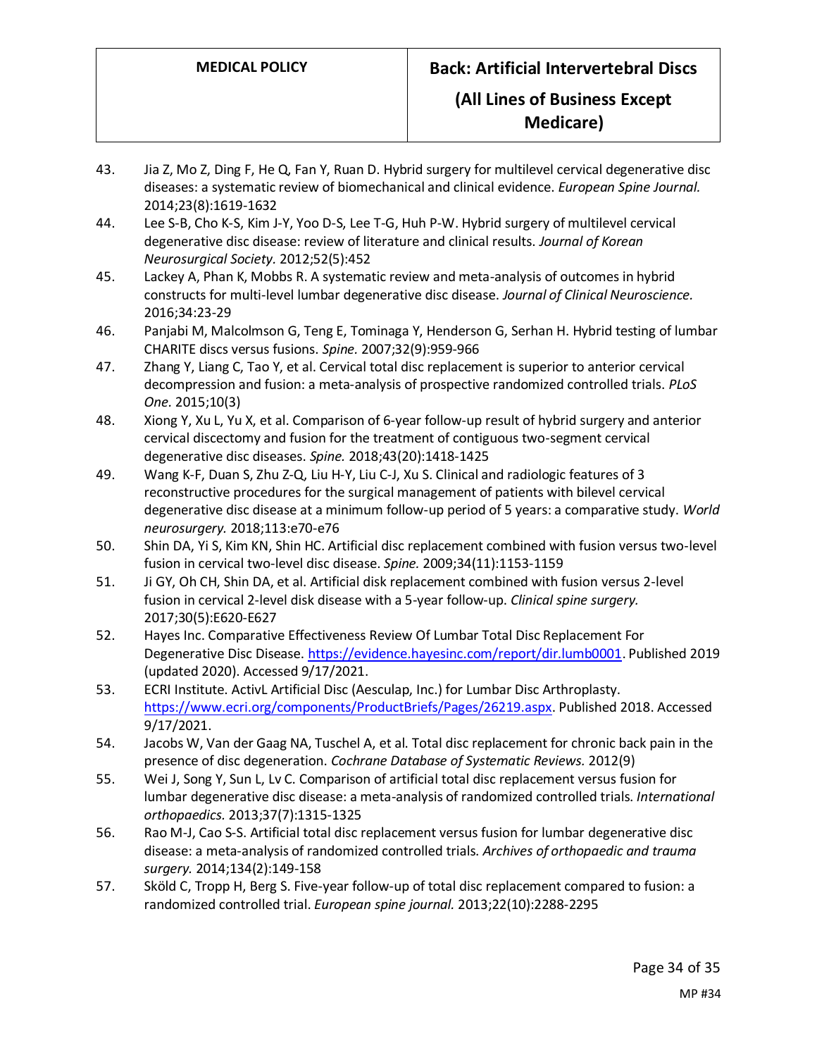43. Jia Z, Mo Z, Ding F, He Q, Fan Y, Ruan D. Hybrid surgery for multilevel cervical degenerative disc diseases: a systematic review of biomechanical and clinical evidence. *European Spine Journal.* 2014;23(8):1619-1632
44. Lee S-B, Cho K-S, Kim J-Y, Yoo D-S, Lee T-G, Huh P-W. Hybrid surgery of multilevel cervical degenerative disc disease: review of literature and clinical results. *Journal of Korean Neurosurgical Society.* 2012;52(5):452
45. Lackey A, Phan K, Mobbs R. A systematic review and meta-analysis of outcomes in hybrid constructs for multi-level lumbar degenerative disc disease. *Journal of Clinical Neuroscience.* 2016;34:23-29
46. Panjabi M, Malcolmson G, Teng E, Tominaga Y, Henderson G, Serhan H. Hybrid testing of lumbar CHARITE discs versus fusions. *Spine.* 2007;32(9):959-966
47. Zhang Y, Liang C, Tao Y, et al. Cervical total disc replacement is superior to anterior cervical decompression and fusion: a meta-analysis of prospective randomized controlled trials. *PLoS One.* 2015;10(3)
48. Xiong Y, Xu L, Yu X, et al. Comparison of 6-year follow-up result of hybrid surgery and anterior cervical discectomy and fusion for the treatment of contiguous two-segment cervical degenerative disc diseases. *Spine.* 2018;43(20):1418-1425
49. Wang K-F, Duan S, Zhu Z-Q, Liu H-Y, Liu C-J, Xu S. Clinical and radiologic features of 3 reconstructive procedures for the surgical management of patients with bilevel cervical degenerative disc disease at a minimum follow-up period of 5 years: a comparative study. *World neurosurgery.* 2018;113:e70-e76
50. Shin DA, Yi S, Kim KN, Shin HC. Artificial disc replacement combined with fusion versus two-level fusion in cervical two-level disc disease. *Spine.* 2009;34(11):1153-1159
51. Ji GY, Oh CH, Shin DA, et al. Artificial disk replacement combined with fusion versus 2-level fusion in cervical 2-level disk disease with a 5-year follow-up. *Clinical spine surgery.* 2017;30(5):E620-E627
52. Hayes Inc. Comparative Effectiveness Review Of Lumbar Total Disc Replacement For Degenerative Disc Disease. https://evidence.hayesinc.com/report/dir.lumb0001. Published 2019 (updated 2020). Accessed 9/17/2021.
53. ECRI Institute. ActivL Artificial Disc (Aesculap, Inc.) for Lumbar Disc Arthroplasty. https://www.ecri.org/components/ProductBriefs/Pages/26219.aspx. Published 2018. Accessed 9/17/2021.
54. Jacobs W, Van der Gaag NA, Tuschel A, et al. Total disc replacement for chronic back pain in the presence of disc degeneration. *Cochrane Database of Systematic Reviews.* 2012(9)
55. Wei J, Song Y, Sun L, Lv C. Comparison of artificial total disc replacement versus fusion for lumbar degenerative disc disease: a meta-analysis of randomized controlled trials. *International orthopaedics.* 2013;37(7):1315-1325
56. Rao M-J, Cao S-S. Artificial total disc replacement versus fusion for lumbar degenerative disc disease: a meta-analysis of randomized controlled trials. *Archives of orthopaedic and trauma surgery.* 2014;134(2):149-158
57. Sköld C, Tropp H, Berg S. Five-year follow-up of total disc replacement compared to fusion: a randomized controlled trial. *European spine journal.* 2013;22(10):2288-2295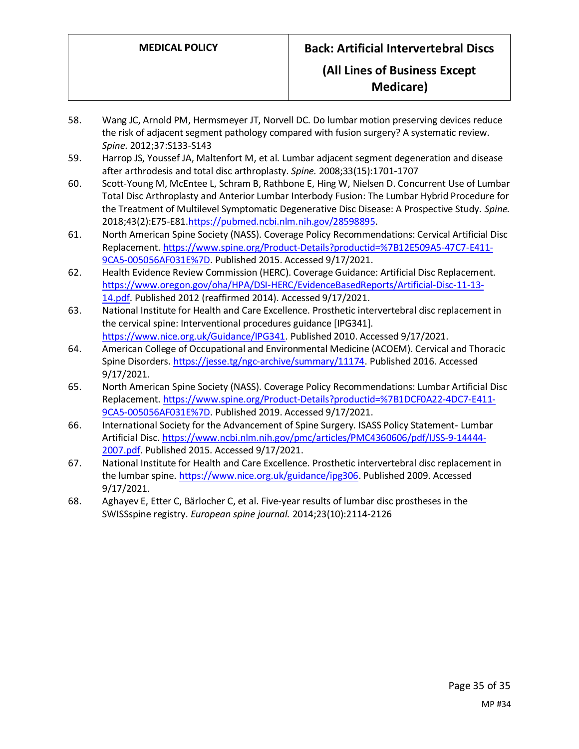58. Wang JC, Arnold PM, Hermsmeyer JT, Norvell DC. Do lumbar motion preserving devices reduce the risk of adjacent segment pathology compared with fusion surgery? A systematic review. *Spine.* 2012;37:S133-S143
59. Harrop JS, Youssef JA, Maltenfort M, et al. Lumbar adjacent segment degeneration and disease after arthrodesis and total disc arthroplasty. *Spine.* 2008;33(15):1701-1707
60. Scott-Young M, McEntee L, Schram B, Rathbone E, Hing W, Nielsen D. Concurrent Use of Lumbar Total Disc Arthroplasty and Anterior Lumbar Interbody Fusion: The Lumbar Hybrid Procedure for the Treatment of Multilevel Symptomatic Degenerative Disc Disease: A Prospective Study. *Spine.* 2018;43(2):E75-E81.https://pubmed.ncbi.nlm.nih.gov/28598895.
61. North American Spine Society (NASS). Coverage Policy Recommendations: Cervical Artificial Disc Replacement. https://www.spine.org/Product-Details?productid=%7B12E509A5-47C7-E411-9CA5-005056AF031E%7D. Published 2015. Accessed 9/17/2021.
62. Health Evidence Review Commission (HERC). Coverage Guidance: Artificial Disc Replacement. https://www.oregon.gov/oha/HPA/DSI-HERC/EvidenceBasedReports/Artificial-Disc-11-13-14.pdf. Published 2012 (reaffirmed 2014). Accessed 9/17/2021.
63. National Institute for Health and Care Excellence. Prosthetic intervertebral disc replacement in the cervical spine: Interventional procedures guidance [IPG341]. https://www.nice.org.uk/Guidance/IPG341. Published 2010. Accessed 9/17/2021.
64. American College of Occupational and Environmental Medicine (ACOEM). Cervical and Thoracic Spine Disorders. https://jesse.tg/ngc-archive/summary/11174. Published 2016. Accessed 9/17/2021.
65. North American Spine Society (NASS). Coverage Policy Recommendations: Lumbar Artificial Disc Replacement. https://www.spine.org/Product-Details?productid=%7B1DCF0A22-4DC7-E411-9CA5-005056AF031E%7D. Published 2019. Accessed 9/17/2021.
66. International Society for the Advancement of Spine Surgery. ISASS Policy Statement- Lumbar Artificial Disc. https://www.ncbi.nlm.nih.gov/pmc/articles/PMC4360606/pdf/IJSS-9-14444-2007.pdf. Published 2015. Accessed 9/17/2021.
67. National Institute for Health and Care Excellence. Prosthetic intervertebral disc replacement in the lumbar spine. https://www.nice.org.uk/guidance/ipg306. Published 2009. Accessed 9/17/2021.
68. Aghayev E, Etter C, Bärlocher C, et al. Five-year results of lumbar disc prostheses in the SWISSspine registry. *European spine journal.* 2014;23(10):2114-2126